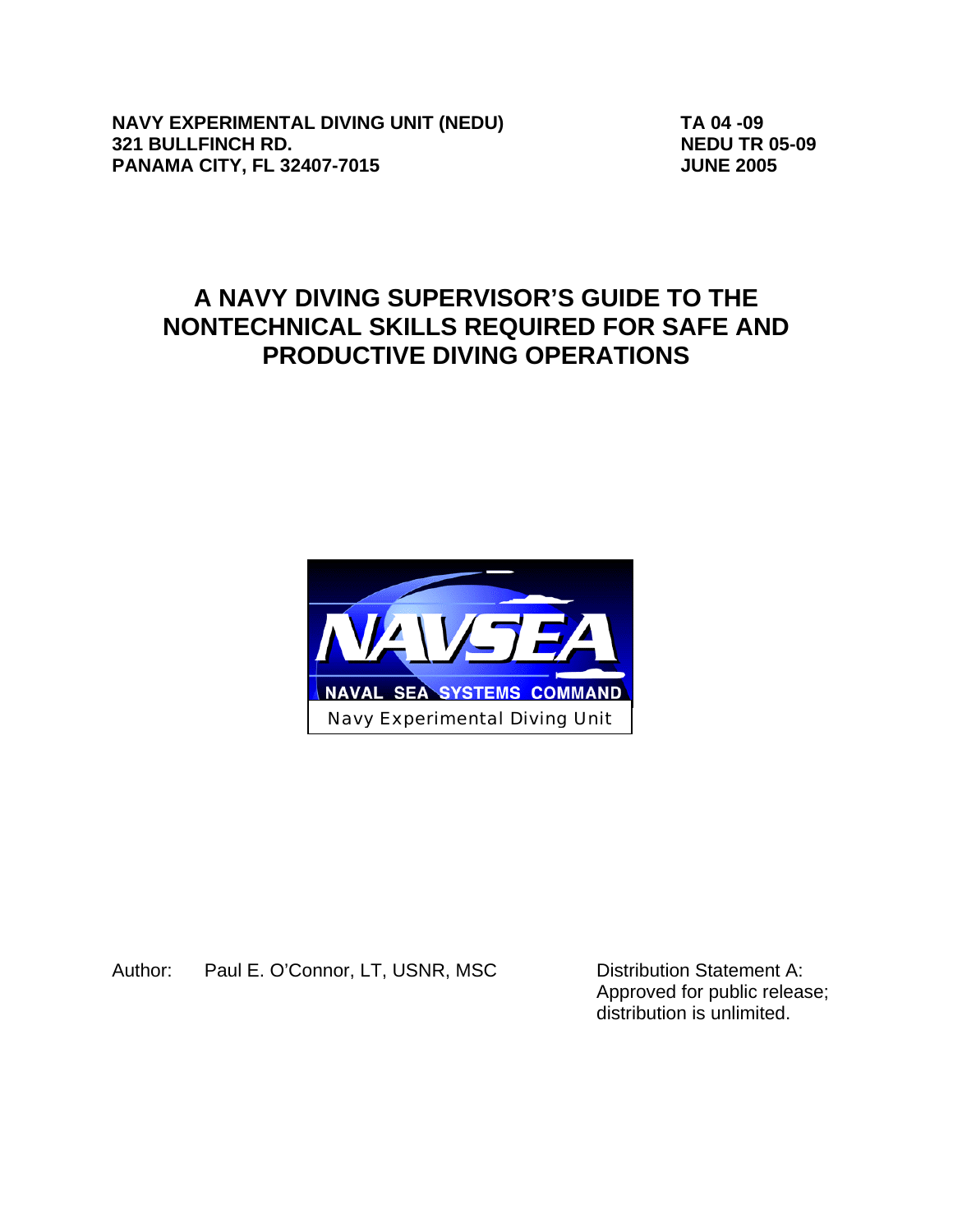**NAVY EXPERIMENTAL DIVING UNIT (NEDU)**
**321 BULLFINCH RD.**
**PANAMA CITY, FL 32407-7015**

**TA 04 -09**
**NEDU TR 05-09**
**JUNE 2005**

# A NAVY DIVING SUPERVISOR'S GUIDE TO THE NONTECHNICAL SKILLS REQUIRED FOR SAFE AND PRODUCTIVE DIVING OPERATIONS

NAVSEA
NAVAL SEA SYSTEMS COMMAND
Navy Experimental Diving Unit

Author: Paul E. O'Connor, LT, USNR, MSC

Distribution Statement A:
Approved for public release;
distribution is unlimited.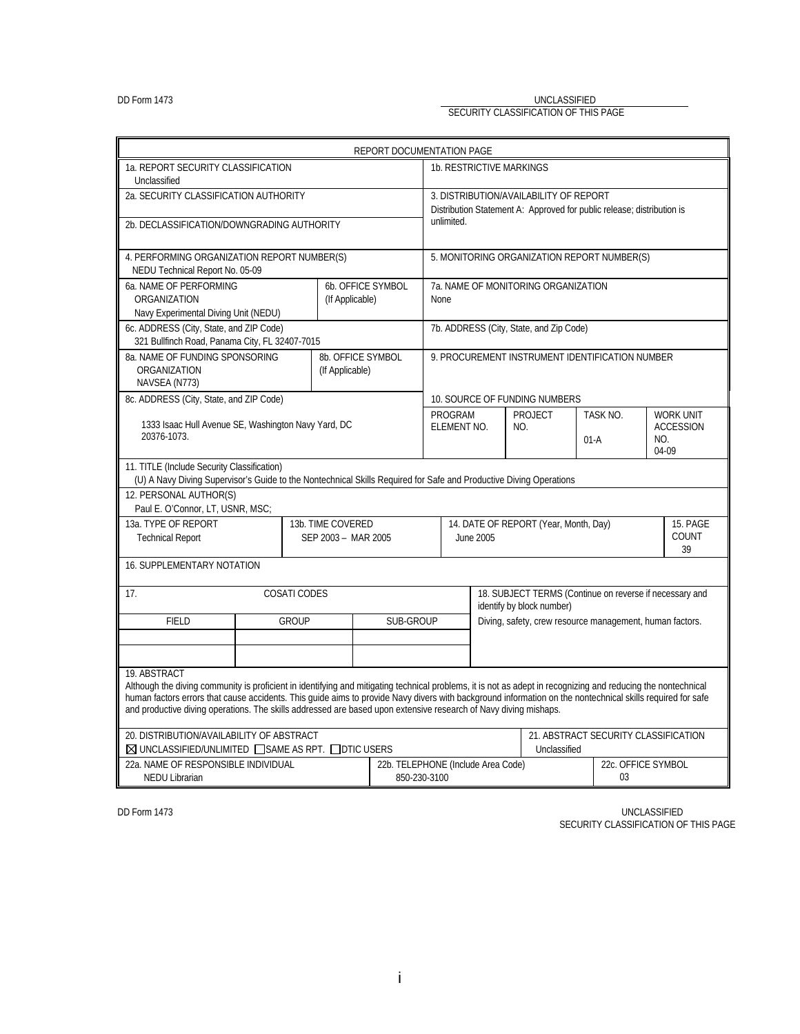DD Form 1473

UNCLASSIFIED
SECURITY CLASSIFICATION OF THIS PAGE

| REPORT DOCUMENTATION PAGE | | | | | |
|---|---|---|---|---|---|
| 1a. REPORT SECURITY CLASSIFICATION<br>Unclassified | | 1b. RESTRICTIVE MARKINGS | | | |
| 2a. SECURITY CLASSIFICATION AUTHORITY<br><br>2b. DECLASSIFICATION/DOWNGRADING AUTHORITY | | 3. DISTRIBUTION/AVAILABILITY OF REPORT<br>Distribution Statement A: Approved for public release; distribution is unlimited. | | | |
| 4. PERFORMING ORGANIZATION REPORT NUMBER(S)<br>NEDU Technical Report No. 05-09 | | 5. MONITORING ORGANIZATION REPORT NUMBER(S) | | | |
| 6a. NAME OF PERFORMING ORGANIZATION<br>Navy Experimental Diving Unit (NEDU) | 6b. OFFICE SYMBOL (If Applicable) | 7a. NAME OF MONITORING ORGANIZATION<br>None | | | |
| 6c. ADDRESS (City, State, and ZIP Code)<br>321 Bullfinch Road, Panama City, FL 32407-7015 | | 7b. ADDRESS (City, State, and Zip Code) | | | |
| 8a. NAME OF FUNDING SPONSORING ORGANIZATION<br>NAVSEA (N773) | 8b. OFFICE SYMBOL (If Applicable) | 9. PROCUREMENT INSTRUMENT IDENTIFICATION NUMBER | | | |
| 8c. ADDRESS (City, State, and ZIP Code)<br>1333 Isaac Hull Avenue SE, Washington Navy Yard, DC 20376-1073. | | 10. SOURCE OF FUNDING NUMBERS<br>PROGRAM ELEMENT NO. | PROJECT NO. | TASK NO.<br>01-A | WORK UNIT ACCESSION NO.<br>04-09 |
| 11. TITLE (Include Security Classification)<br>(U) A Navy Diving Supervisor's Guide to the Nontechnical Skills Required for Safe and Productive Diving Operations | | | | | |
| 12. PERSONAL AUTHOR(S)<br>Paul E. O'Connor, LT, USNR, MSC; | | | | | |
| 13a. TYPE OF REPORT<br>Technical Report | 13b. TIME COVERED<br>SEP 2003 – MAR 2005 | 14. DATE OF REPORT (Year, Month, Day)<br>June 2005 | | | 15. PAGE COUNT<br>39 |
| 16. SUPPLEMENTARY NOTATION | | | | | |

| 17. COSATI CODES | | | 18. SUBJECT TERMS (Continue on reverse if necessary and identify by block number) |
|---|---|---|---|
| FIELD | GROUP | SUB-GROUP | Diving, safety, crew resource management, human factors. |
| | | | |
| | | | |

**19. ABSTRACT**

Although the diving community is proficient in identifying and mitigating technical problems, it is not as adept in recognizing and reducing the nontechnical human factors errors that cause accidents. This guide aims to provide Navy divers with background information on the nontechnical skills required for safe and productive diving operations. The skills addressed are based upon extensive research of Navy diving mishaps.

| 20. DISTRIBUTION/AVAILABILITY OF ABSTRACT | | 21. ABSTRACT SECURITY CLASSIFICATION |
|---|---|---|
| ☒ UNCLASSIFIED/UNLIMITED ☐ SAME AS RPT. ☐ DTIC USERS | | Unclassified |
| 22a. NAME OF RESPONSIBLE INDIVIDUAL<br>NEDU Librarian | 22b. TELEPHONE (Include Area Code)<br>850-230-3100 | 22c. OFFICE SYMBOL<br>03 |

DD Form 1473

UNCLASSIFIED
SECURITY CLASSIFICATION OF THIS PAGE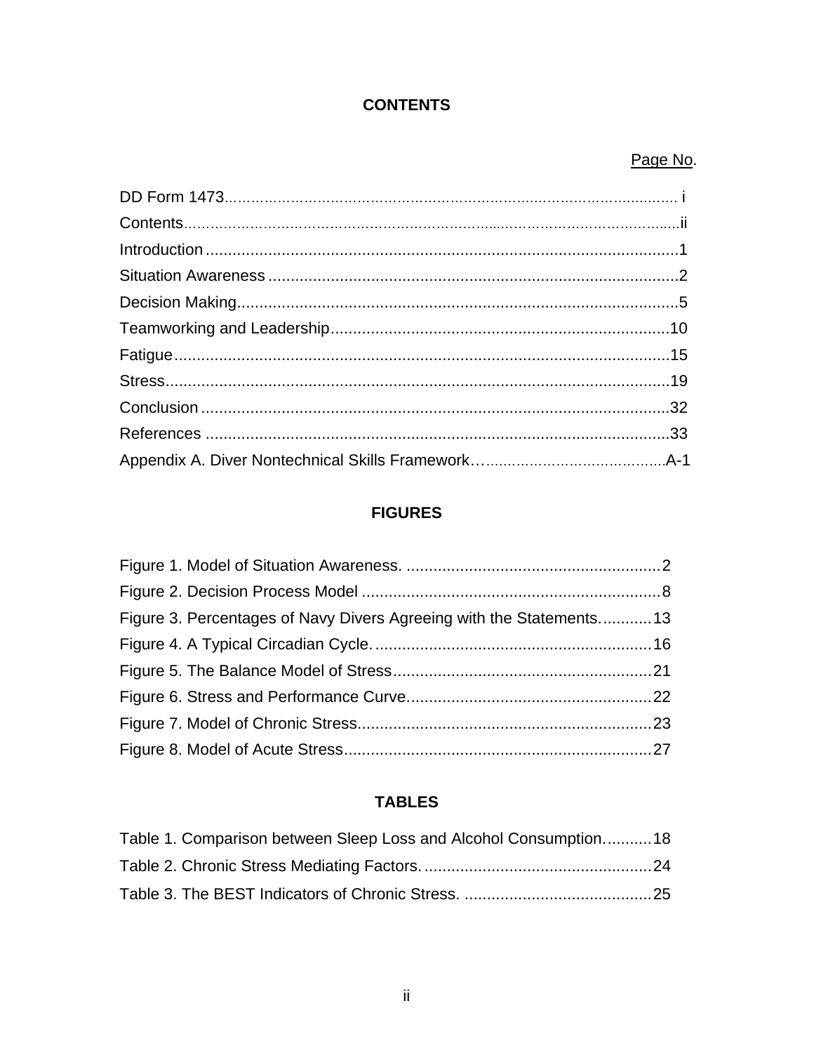## CONTENTS

Page No.

DD Form 1473 .......................................................................................... i
Contents .................................................................................................. ii
Introduction .............................................................................................. 1
Situation Awareness ................................................................................ 2
Decision Making ....................................................................................... 5
Teamworking and Leadership ................................................................ 10
Fatigue .................................................................................................... 15
Stress ...................................................................................................... 19
Conclusion .............................................................................................. 32
References .............................................................................................. 33
Appendix A. Diver Nontechnical Skills Framework ............................... A-1

## FIGURES

Figure 1. Model of Situation Awareness. ................................................ 2
Figure 2. Decision Process Model ........................................................... 8
Figure 3. Percentages of Navy Divers Agreeing with the Statements. ... 13
Figure 4. A Typical Circadian Cycle. ..................................................... 16
Figure 5. The Balance Model of Stress .................................................. 21
Figure 6. Stress and Performance Curve ............................................... 22
Figure 7. Model of Chronic Stress .......................................................... 23
Figure 8. Model of Acute Stress ............................................................. 27

## TABLES

Table 1. Comparison between Sleep Loss and Alcohol Consumption. .......... 18
Table 2. Chronic Stress Mediating Factors. .............................................. 24
Table 3. The BEST Indicators of Chronic Stress. ...................................... 25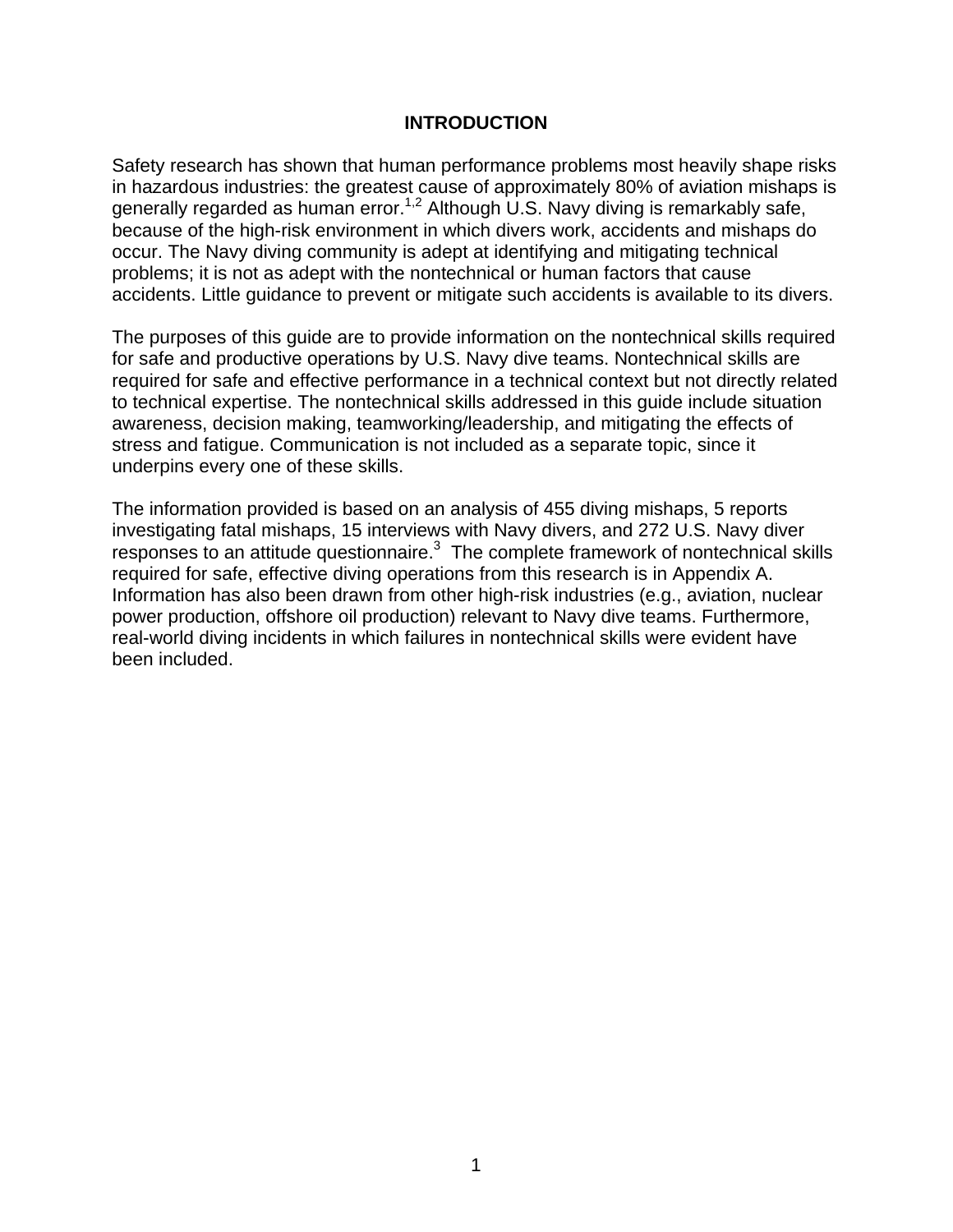# INTRODUCTION

Safety research has shown that human performance problems most heavily shape risks in hazardous industries: the greatest cause of approximately 80% of aviation mishaps is generally regarded as human error.[1,2] Although U.S. Navy diving is remarkably safe, because of the high-risk environment in which divers work, accidents and mishaps do occur. The Navy diving community is adept at identifying and mitigating technical problems; it is not as adept with the nontechnical or human factors that cause accidents. Little guidance to prevent or mitigate such accidents is available to its divers.

The purposes of this guide are to provide information on the nontechnical skills required for safe and productive operations by U.S. Navy dive teams. Nontechnical skills are required for safe and effective performance in a technical context but not directly related to technical expertise. The nontechnical skills addressed in this guide include situation awareness, decision making, teamworking/leadership, and mitigating the effects of stress and fatigue. Communication is not included as a separate topic, since it underpins every one of these skills.

The information provided is based on an analysis of 455 diving mishaps, 5 reports investigating fatal mishaps, 15 interviews with Navy divers, and 272 U.S. Navy diver responses to an attitude questionnaire.[3] The complete framework of nontechnical skills required for safe, effective diving operations from this research is in Appendix A. Information has also been drawn from other high-risk industries (e.g., aviation, nuclear power production, offshore oil production) relevant to Navy dive teams. Furthermore, real-world diving incidents in which failures in nontechnical skills were evident have been included.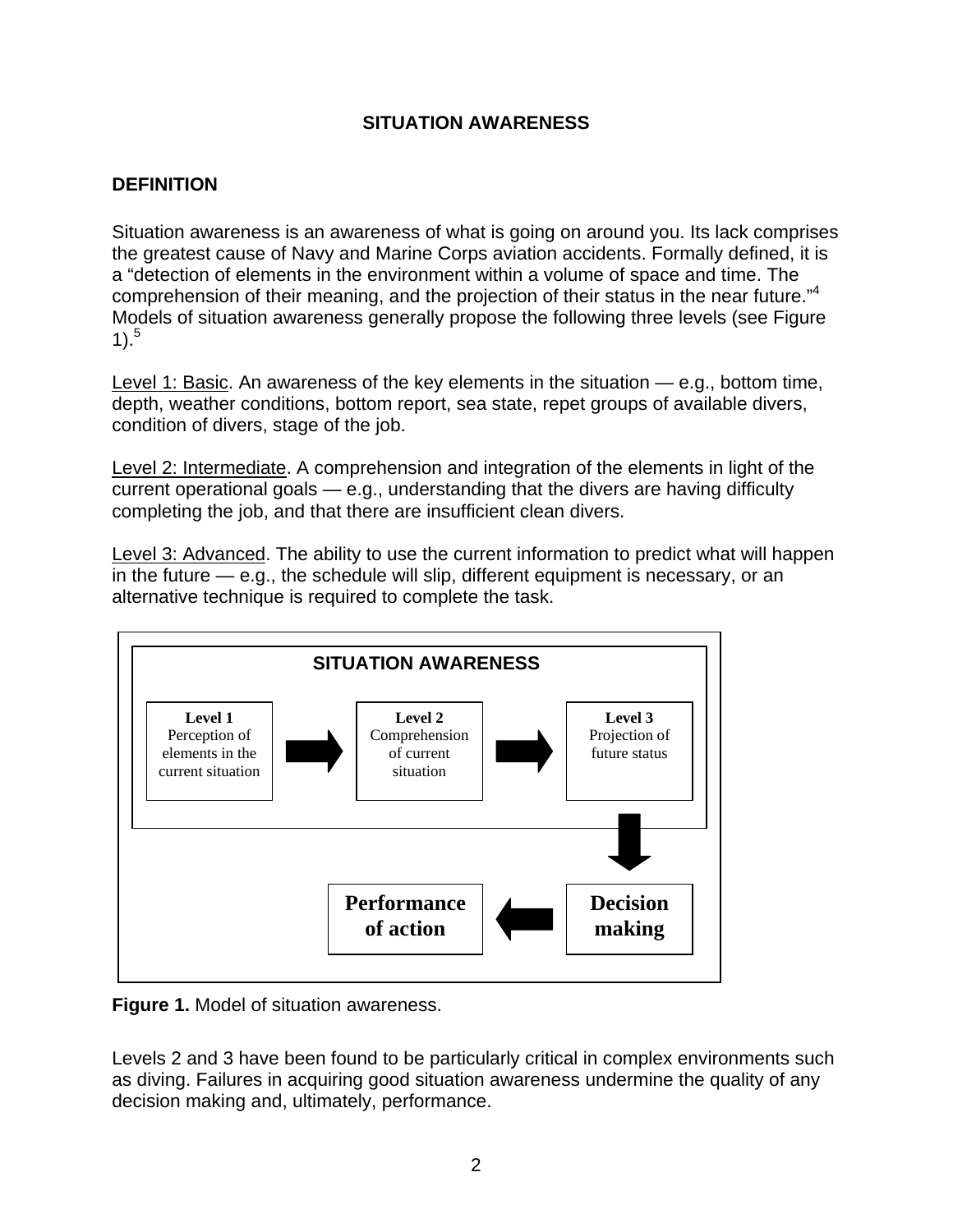# SITUATION AWARENESS

## DEFINITION

Situation awareness is an awareness of what is going on around you. Its lack comprises the greatest cause of Navy and Marine Corps aviation accidents. Formally defined, it is a "detection of elements in the environment within a volume of space and time. The comprehension of their meaning, and the projection of their status in the near future."[4] Models of situation awareness generally propose the following three levels (see Figure 1).[5]

Level 1: Basic. An awareness of the key elements in the situation — e.g., bottom time, depth, weather conditions, bottom report, sea state, repet groups of available divers, condition of divers, stage of the job.

Level 2: Intermediate. A comprehension and integration of the elements in light of the current operational goals — e.g., understanding that the divers are having difficulty completing the job, and that there are insufficient clean divers.

Level 3: Advanced. The ability to use the current information to predict what will happen in the future — e.g., the schedule will slip, different equipment is necessary, or an alternative technique is required to complete the task.

SITUATION AWARENESS

**Level 1** Perception of elements in the current situation → **Level 2** Comprehension of current situation → **Level 3** Projection of future status → **Decision making** → **Performance of action**

**Figure 1.** Model of situation awareness.

Levels 2 and 3 have been found to be particularly critical in complex environments such as diving. Failures in acquiring good situation awareness undermine the quality of any decision making and, ultimately, performance.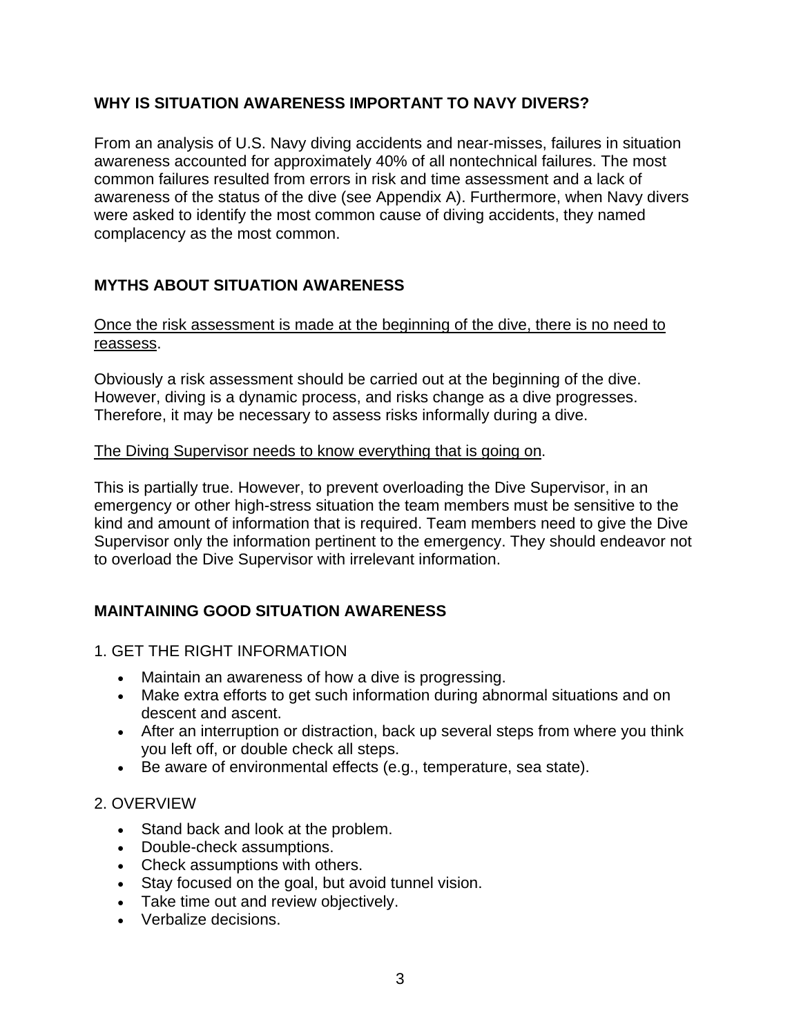## WHY IS SITUATION AWARENESS IMPORTANT TO NAVY DIVERS?

From an analysis of U.S. Navy diving accidents and near-misses, failures in situation awareness accounted for approximately 40% of all nontechnical failures. The most common failures resulted from errors in risk and time assessment and a lack of awareness of the status of the dive (see Appendix A). Furthermore, when Navy divers were asked to identify the most common cause of diving accidents, they named complacency as the most common.

## MYTHS ABOUT SITUATION AWARENESS

<u>Once the risk assessment is made at the beginning of the dive, there is no need to reassess</u>.

Obviously a risk assessment should be carried out at the beginning of the dive. However, diving is a dynamic process, and risks change as a dive progresses. Therefore, it may be necessary to assess risks informally during a dive.

<u>The Diving Supervisor needs to know everything that is going on</u>.

This is partially true. However, to prevent overloading the Dive Supervisor, in an emergency or other high-stress situation the team members must be sensitive to the kind and amount of information that is required. Team members need to give the Dive Supervisor only the information pertinent to the emergency. They should endeavor not to overload the Dive Supervisor with irrelevant information.

## MAINTAINING GOOD SITUATION AWARENESS

1. GET THE RIGHT INFORMATION

- Maintain an awareness of how a dive is progressing.
- Make extra efforts to get such information during abnormal situations and on descent and ascent.
- After an interruption or distraction, back up several steps from where you think you left off, or double check all steps.
- Be aware of environmental effects (e.g., temperature, sea state).

2. OVERVIEW

- Stand back and look at the problem.
- Double-check assumptions.
- Check assumptions with others.
- Stay focused on the goal, but avoid tunnel vision.
- Take time out and review objectively.
- Verbalize decisions.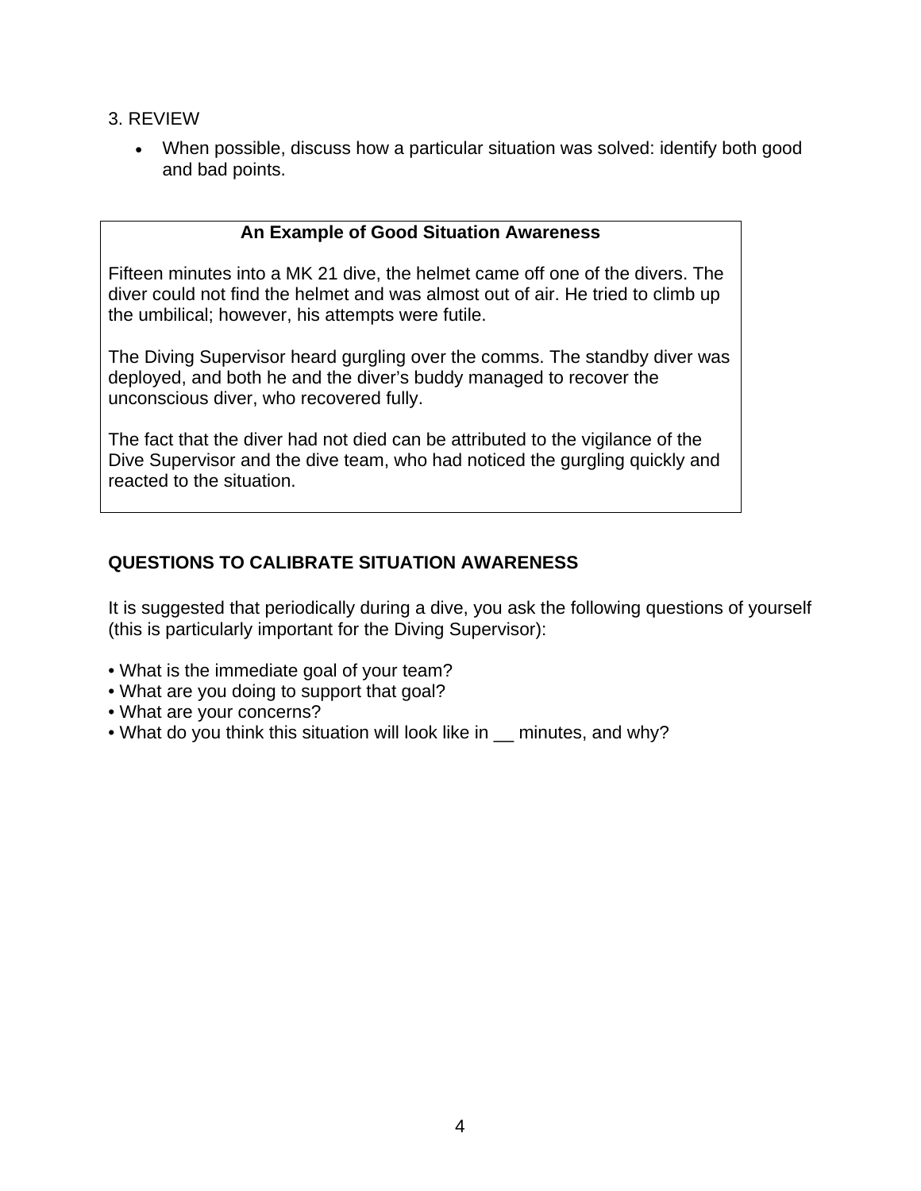3. REVIEW

- When possible, discuss how a particular situation was solved: identify both good and bad points.

> **An Example of Good Situation Awareness**
>
> Fifteen minutes into a MK 21 dive, the helmet came off one of the divers. The diver could not find the helmet and was almost out of air. He tried to climb up the umbilical; however, his attempts were futile.
>
> The Diving Supervisor heard gurgling over the comms. The standby diver was deployed, and both he and the diver's buddy managed to recover the unconscious diver, who recovered fully.
>
> The fact that the diver had not died can be attributed to the vigilance of the Dive Supervisor and the dive team, who had noticed the gurgling quickly and reacted to the situation.

**QUESTIONS TO CALIBRATE SITUATION AWARENESS**

It is suggested that periodically during a dive, you ask the following questions of yourself (this is particularly important for the Diving Supervisor):

- What is the immediate goal of your team?
- What are you doing to support that goal?
- What are your concerns?
- What do you think this situation will look like in __ minutes, and why?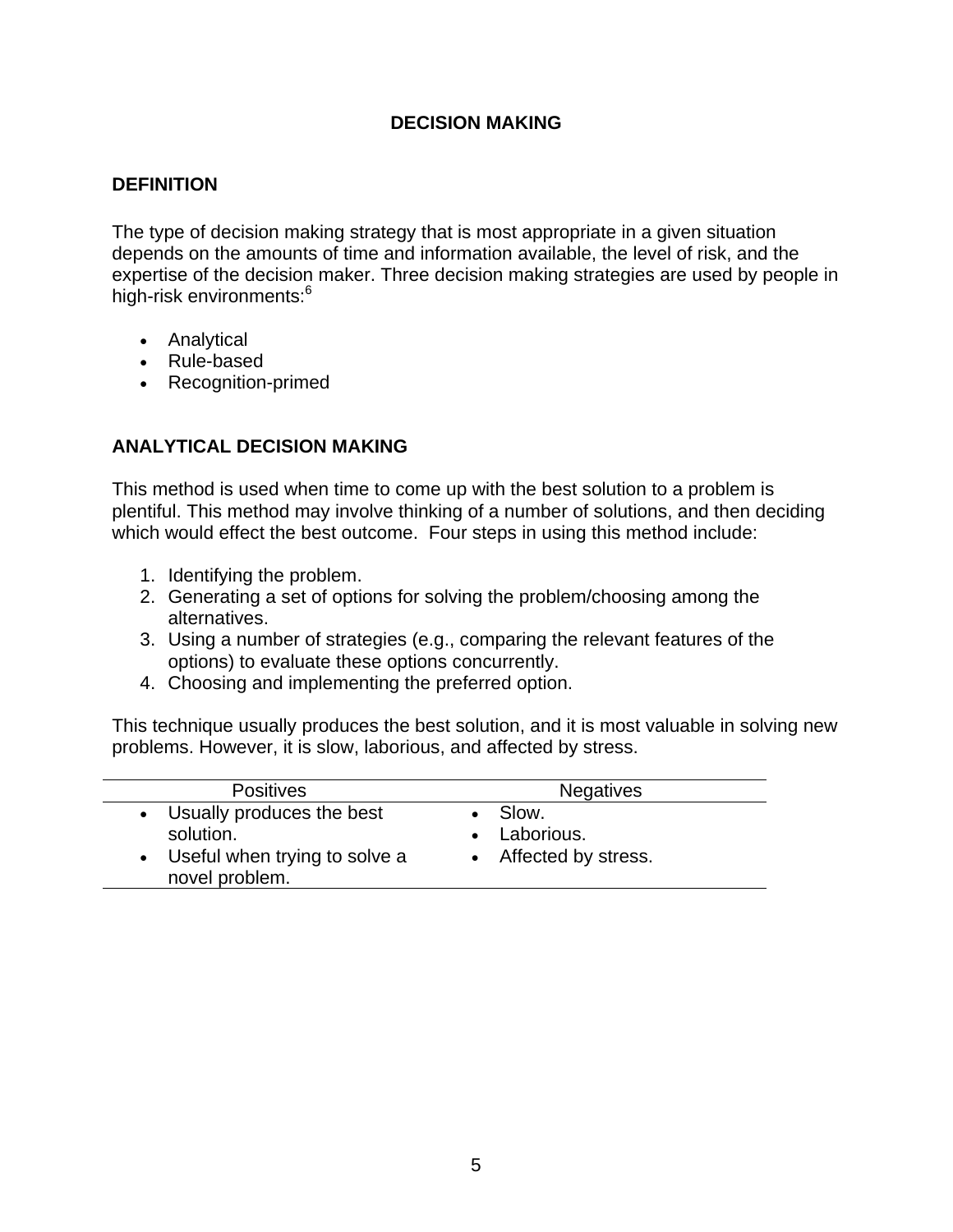# DECISION MAKING

## DEFINITION

The type of decision making strategy that is most appropriate in a given situation depends on the amounts of time and information available, the level of risk, and the expertise of the decision maker. Three decision making strategies are used by people in high-risk environments:[6]

- Analytical
- Rule-based
- Recognition-primed

## ANALYTICAL DECISION MAKING

This method is used when time to come up with the best solution to a problem is plentiful. This method may involve thinking of a number of solutions, and then deciding which would effect the best outcome. Four steps in using this method include:

1. Identifying the problem.
2. Generating a set of options for solving the problem/choosing among the alternatives.
3. Using a number of strategies (e.g., comparing the relevant features of the options) to evaluate these options concurrently.
4. Choosing and implementing the preferred option.

This technique usually produces the best solution, and it is most valuable in solving new problems. However, it is slow, laborious, and affected by stress.

| Positives | Negatives |
|---|---|
| • Usually produces the best solution.<br>• Useful when trying to solve a novel problem. | • Slow.<br>• Laborious.<br>• Affected by stress. |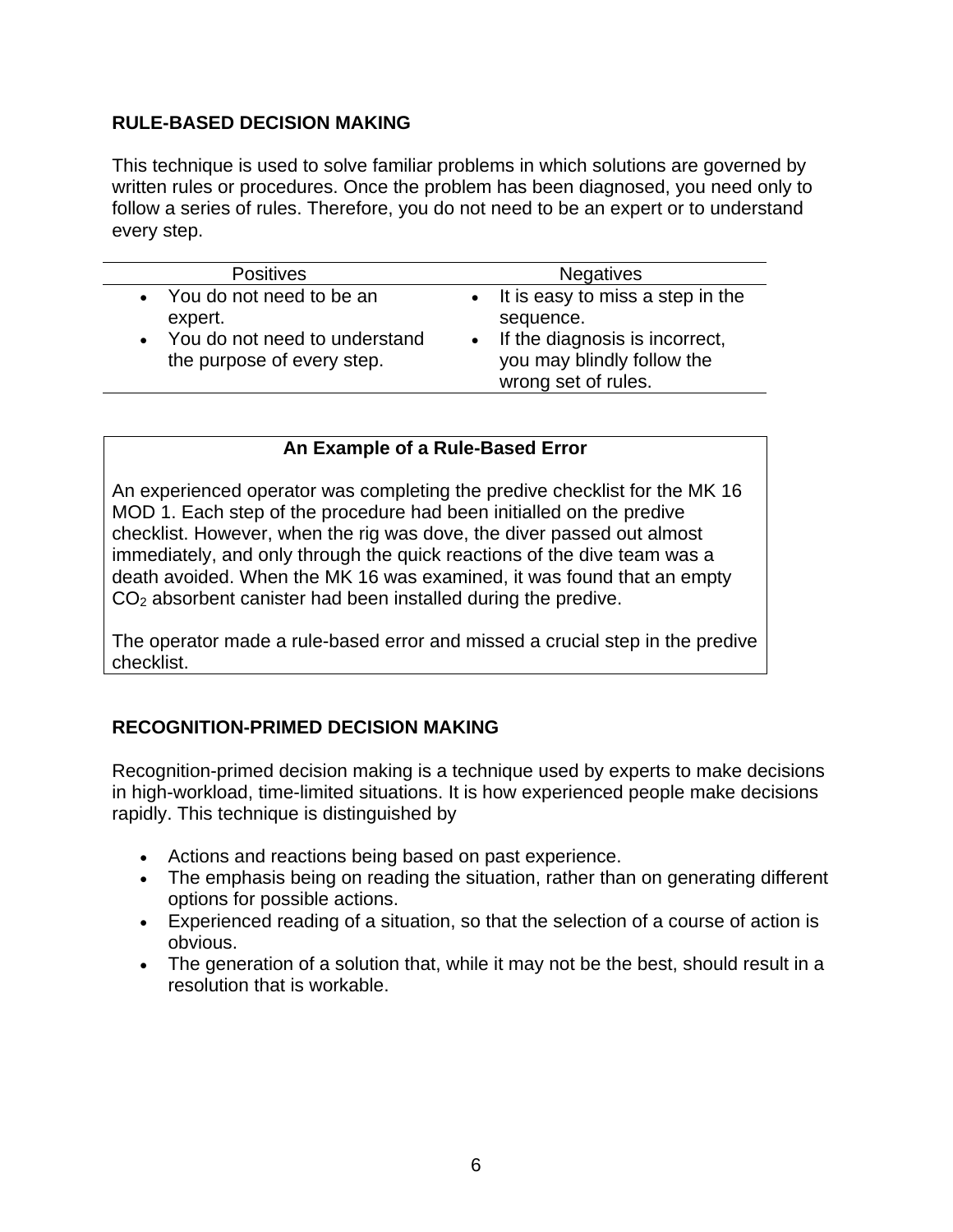## RULE-BASED DECISION MAKING

This technique is used to solve familiar problems in which solutions are governed by written rules or procedures. Once the problem has been diagnosed, you need only to follow a series of rules. Therefore, you do not need to be an expert or to understand every step.

| Positives | Negatives |
| --- | --- |
| • You do not need to be an expert.<br>• You do not need to understand the purpose of every step. | • It is easy to miss a step in the sequence.<br>• If the diagnosis is incorrect, you may blindly follow the wrong set of rules. |

**An Example of a Rule-Based Error**

An experienced operator was completing the predive checklist for the MK 16 MOD 1. Each step of the procedure had been initialled on the predive checklist. However, when the rig was dove, the diver passed out almost immediately, and only through the quick reactions of the dive team was a death avoided. When the MK 16 was examined, it was found that an empty $CO_2$ absorbent canister had been installed during the predive.

The operator made a rule-based error and missed a crucial step in the predive checklist.

## RECOGNITION-PRIMED DECISION MAKING

Recognition-primed decision making is a technique used by experts to make decisions in high-workload, time-limited situations. It is how experienced people make decisions rapidly. This technique is distinguished by

- Actions and reactions being based on past experience.
- The emphasis being on reading the situation, rather than on generating different options for possible actions.
- Experienced reading of a situation, so that the selection of a course of action is obvious.
- The generation of a solution that, while it may not be the best, should result in a resolution that is workable.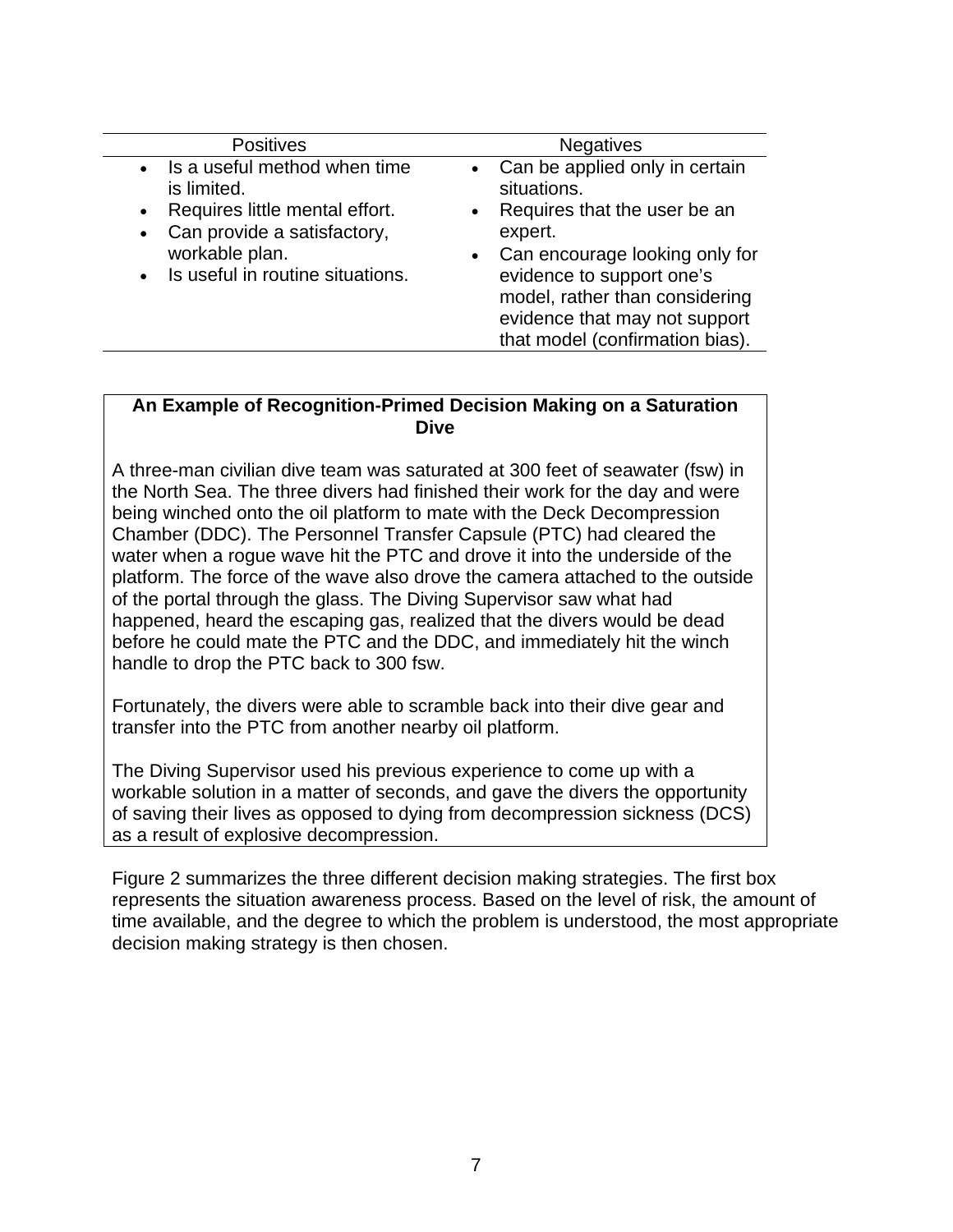| Positives | Negatives |
|---|---|
| • Is a useful method when time is limited.<br>• Requires little mental effort.<br>• Can provide a satisfactory, workable plan.<br>• Is useful in routine situations. | • Can be applied only in certain situations.<br>• Requires that the user be an expert.<br>• Can encourage looking only for evidence to support one's model, rather than considering evidence that may not support that model (confirmation bias). |

**An Example of Recognition-Primed Decision Making on a Saturation Dive**

A three-man civilian dive team was saturated at 300 feet of seawater (fsw) in the North Sea. The three divers had finished their work for the day and were being winched onto the oil platform to mate with the Deck Decompression Chamber (DDC). The Personnel Transfer Capsule (PTC) had cleared the water when a rogue wave hit the PTC and drove it into the underside of the platform. The force of the wave also drove the camera attached to the outside of the portal through the glass. The Diving Supervisor saw what had happened, heard the escaping gas, realized that the divers would be dead before he could mate the PTC and the DDC, and immediately hit the winch handle to drop the PTC back to 300 fsw.

Fortunately, the divers were able to scramble back into their dive gear and transfer into the PTC from another nearby oil platform.

The Diving Supervisor used his previous experience to come up with a workable solution in a matter of seconds, and gave the divers the opportunity of saving their lives as opposed to dying from decompression sickness (DCS) as a result of explosive decompression.

Figure 2 summarizes the three different decision making strategies. The first box represents the situation awareness process. Based on the level of risk, the amount of time available, and the degree to which the problem is understood, the most appropriate decision making strategy is then chosen.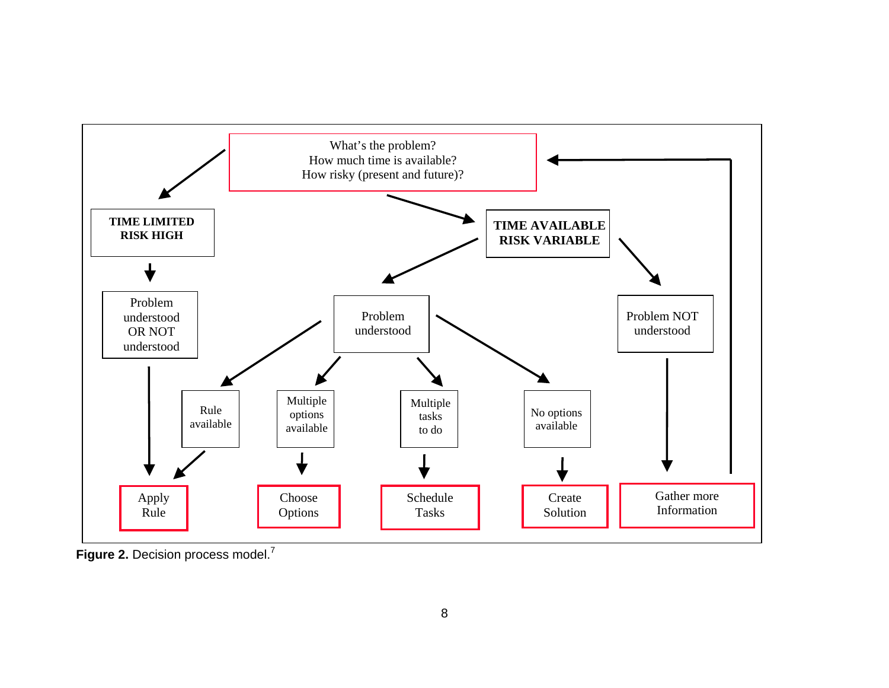What's the problem?
How much time is available?
How risky (present and future)?

**TIME LIMITED**
**RISK HIGH**

**TIME AVAILABLE**
**RISK VARIABLE**

Problem understood OR NOT understood

Problem understood

Problem NOT understood

Rule available

Multiple options available

Multiple tasks to do

No options available

Apply Rule

Choose Options

Schedule Tasks

Create Solution

Gather more Information

**Figure 2.** Decision process model.[7]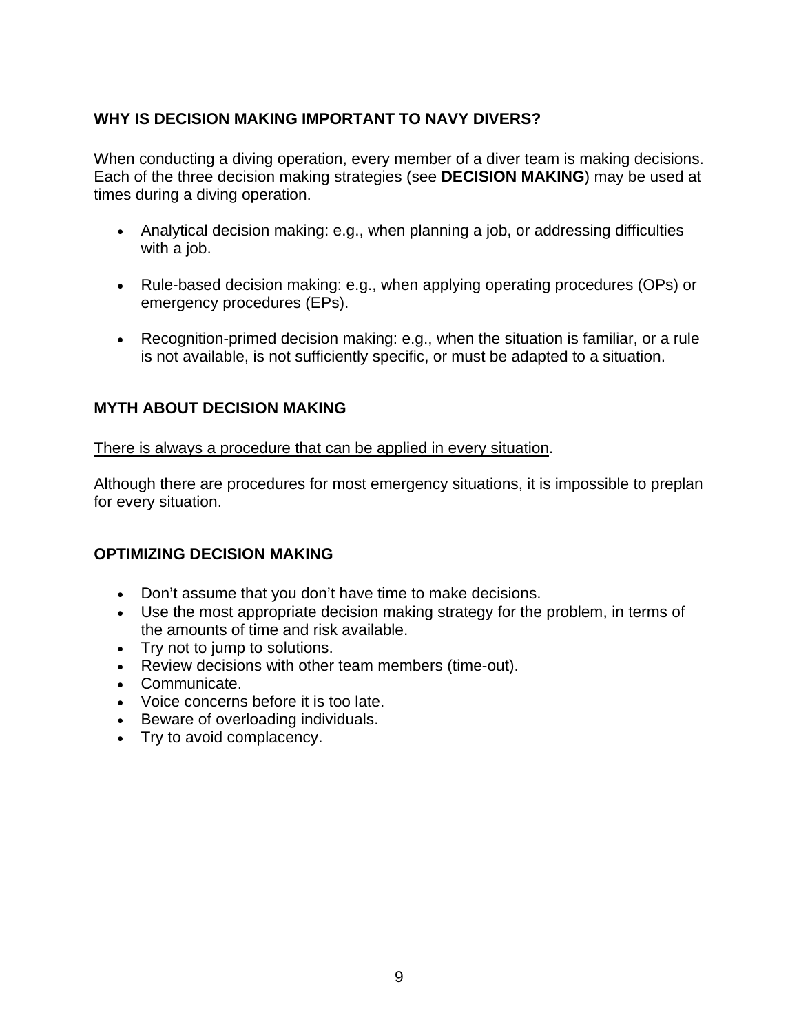## WHY IS DECISION MAKING IMPORTANT TO NAVY DIVERS?

When conducting a diving operation, every member of a diver team is making decisions. Each of the three decision making strategies (see **DECISION MAKING**) may be used at times during a diving operation.

- Analytical decision making: e.g., when planning a job, or addressing difficulties with a job.
- Rule-based decision making: e.g., when applying operating procedures (OPs) or emergency procedures (EPs).
- Recognition-primed decision making: e.g., when the situation is familiar, or a rule is not available, is not sufficiently specific, or must be adapted to a situation.

## MYTH ABOUT DECISION MAKING

<u>There is always a procedure that can be applied in every situation</u>.

Although there are procedures for most emergency situations, it is impossible to preplan for every situation.

## OPTIMIZING DECISION MAKING

- Don't assume that you don't have time to make decisions.
- Use the most appropriate decision making strategy for the problem, in terms of the amounts of time and risk available.
- Try not to jump to solutions.
- Review decisions with other team members (time-out).
- Communicate.
- Voice concerns before it is too late.
- Beware of overloading individuals.
- Try to avoid complacency.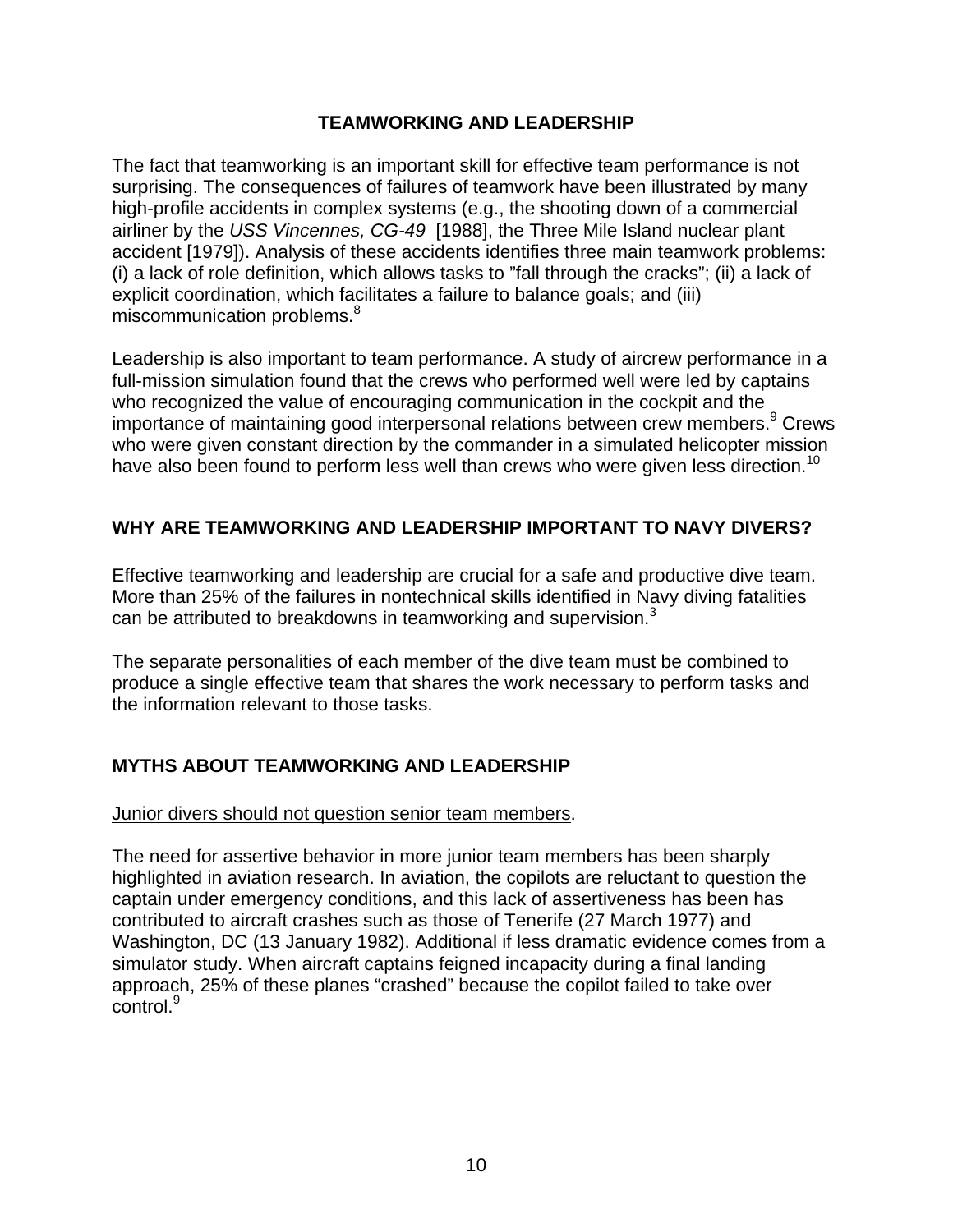## TEAMWORKING AND LEADERSHIP

The fact that teamworking is an important skill for effective team performance is not surprising. The consequences of failures of teamwork have been illustrated by many high-profile accidents in complex systems (e.g., the shooting down of a commercial airliner by the *USS Vincennes, CG-49* [1988], the Three Mile Island nuclear plant accident [1979]). Analysis of these accidents identifies three main teamwork problems: (i) a lack of role definition, which allows tasks to "fall through the cracks"; (ii) a lack of explicit coordination, which facilitates a failure to balance goals; and (iii) miscommunication problems.[8]

Leadership is also important to team performance. A study of aircrew performance in a full-mission simulation found that the crews who performed well were led by captains who recognized the value of encouraging communication in the cockpit and the importance of maintaining good interpersonal relations between crew members.[9] Crews who were given constant direction by the commander in a simulated helicopter mission have also been found to perform less well than crews who were given less direction.[10]

### WHY ARE TEAMWORKING AND LEADERSHIP IMPORTANT TO NAVY DIVERS?

Effective teamworking and leadership are crucial for a safe and productive dive team. More than 25% of the failures in nontechnical skills identified in Navy diving fatalities can be attributed to breakdowns in teamworking and supervision.[3]

The separate personalities of each member of the dive team must be combined to produce a single effective team that shares the work necessary to perform tasks and the information relevant to those tasks.

### MYTHS ABOUT TEAMWORKING AND LEADERSHIP

<u>Junior divers should not question senior team members</u>.

The need for assertive behavior in more junior team members has been sharply highlighted in aviation research. In aviation, the copilots are reluctant to question the captain under emergency conditions, and this lack of assertiveness has been has contributed to aircraft crashes such as those of Tenerife (27 March 1977) and Washington, DC (13 January 1982). Additional if less dramatic evidence comes from a simulator study. When aircraft captains feigned incapacity during a final landing approach, 25% of these planes "crashed" because the copilot failed to take over control.[9]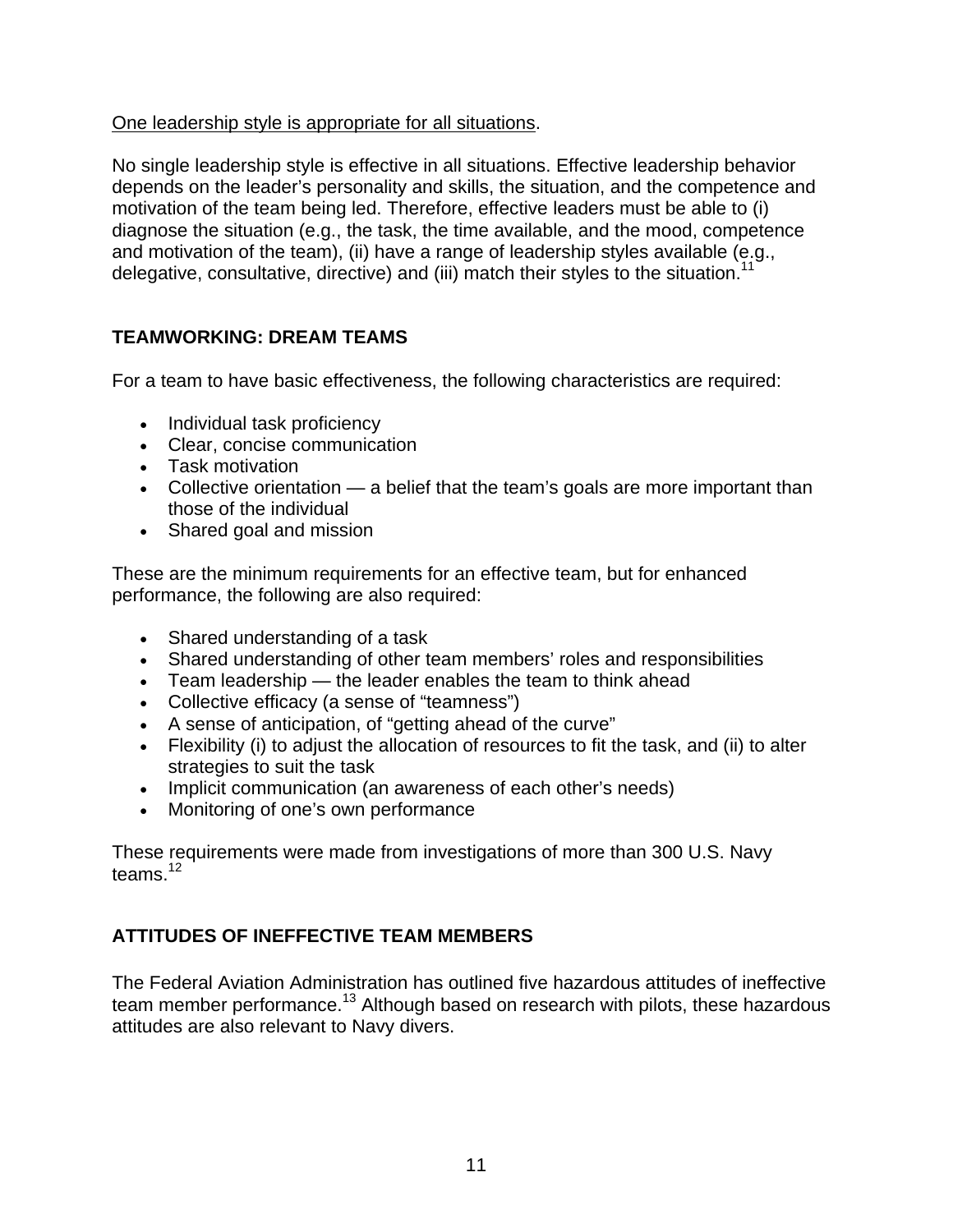One leadership style is appropriate for all situations.

No single leadership style is effective in all situations. Effective leadership behavior depends on the leader's personality and skills, the situation, and the competence and motivation of the team being led. Therefore, effective leaders must be able to (i) diagnose the situation (e.g., the task, the time available, and the mood, competence and motivation of the team), (ii) have a range of leadership styles available (e.g., delegative, consultative, directive) and (iii) match their styles to the situation.[11]

## TEAMWORKING: DREAM TEAMS

For a team to have basic effectiveness, the following characteristics are required:

- Individual task proficiency
- Clear, concise communication
- Task motivation
- Collective orientation — a belief that the team's goals are more important than those of the individual
- Shared goal and mission

These are the minimum requirements for an effective team, but for enhanced performance, the following are also required:

- Shared understanding of a task
- Shared understanding of other team members' roles and responsibilities
- Team leadership — the leader enables the team to think ahead
- Collective efficacy (a sense of "teamness")
- A sense of anticipation, of "getting ahead of the curve"
- Flexibility (i) to adjust the allocation of resources to fit the task, and (ii) to alter strategies to suit the task
- Implicit communication (an awareness of each other's needs)
- Monitoring of one's own performance

These requirements were made from investigations of more than 300 U.S. Navy teams.[12]

## ATTITUDES OF INEFFECTIVE TEAM MEMBERS

The Federal Aviation Administration has outlined five hazardous attitudes of ineffective team member performance.[13] Although based on research with pilots, these hazardous attitudes are also relevant to Navy divers.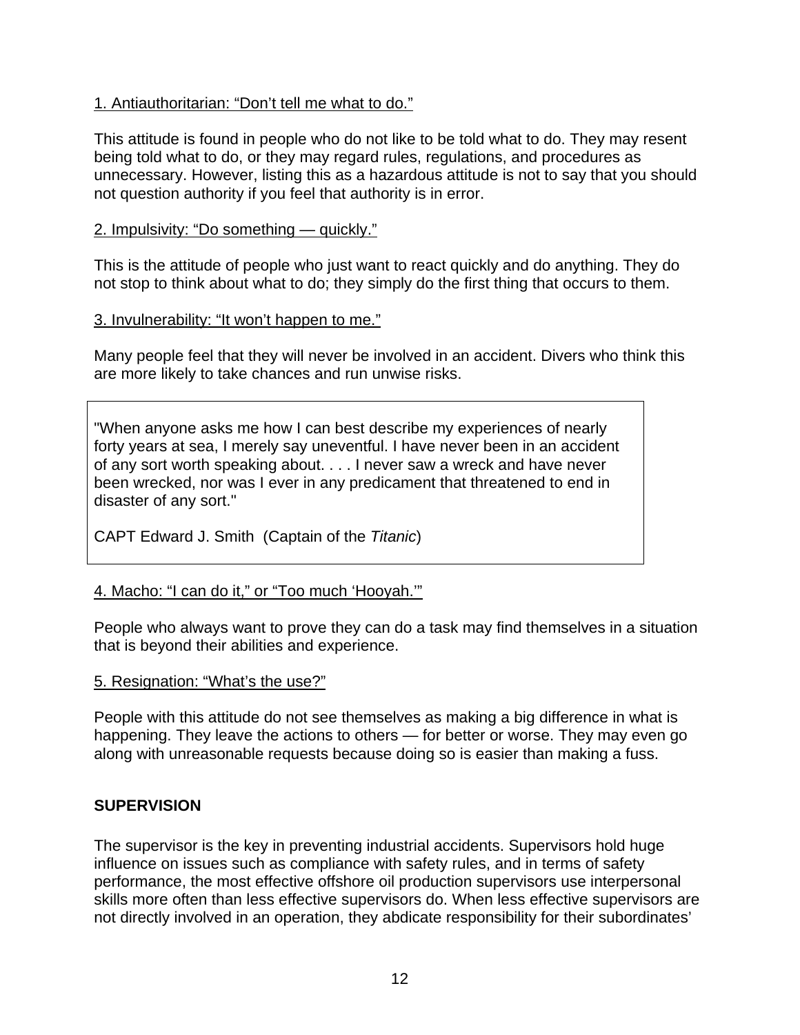1. Antiauthoritarian: “Don’t tell me what to do.”

This attitude is found in people who do not like to be told what to do. They may resent being told what to do, or they may regard rules, regulations, and procedures as unnecessary. However, listing this as a hazardous attitude is not to say that you should not question authority if you feel that authority is in error.

2. Impulsivity: “Do something — quickly.”

This is the attitude of people who just want to react quickly and do anything. They do not stop to think about what to do; they simply do the first thing that occurs to them.

3. Invulnerability: “It won’t happen to me.”

Many people feel that they will never be involved in an accident. Divers who think this are more likely to take chances and run unwise risks.

> "When anyone asks me how I can best describe my experiences of nearly forty years at sea, I merely say uneventful. I have never been in an accident of any sort worth speaking about. . . . I never saw a wreck and have never been wrecked, nor was I ever in any predicament that threatened to end in disaster of any sort."
>
> CAPT Edward J. Smith (Captain of the *Titanic*)

4. Macho: “I can do it,” or “Too much ‘Hooyah.’”

People who always want to prove they can do a task may find themselves in a situation that is beyond their abilities and experience.

5. Resignation: “What’s the use?”

People with this attitude do not see themselves as making a big difference in what is happening. They leave the actions to others — for better or worse. They may even go along with unreasonable requests because doing so is easier than making a fuss.

## SUPERVISION

The supervisor is the key in preventing industrial accidents. Supervisors hold huge influence on issues such as compliance with safety rules, and in terms of safety performance, the most effective offshore oil production supervisors use interpersonal skills more often than less effective supervisors do. When less effective supervisors are not directly involved in an operation, they abdicate responsibility for their subordinates’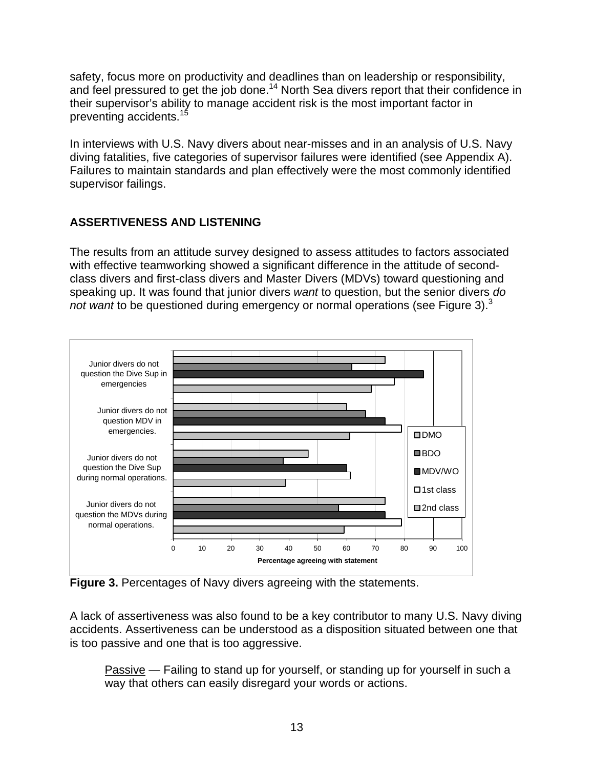safety, focus more on productivity and deadlines than on leadership or responsibility, and feel pressured to get the job done.[14] North Sea divers report that their confidence in their supervisor's ability to manage accident risk is the most important factor in preventing accidents.[15]

In interviews with U.S. Navy divers about near-misses and in an analysis of U.S. Navy diving fatalities, five categories of supervisor failures were identified (see Appendix A). Failures to maintain standards and plan effectively were the most commonly identified supervisor failings.

## ASSERTIVENESS AND LISTENING

The results from an attitude survey designed to assess attitudes to factors associated with effective teamworking showed a significant difference in the attitude of second-class divers and first-class divers and Master Divers (MDVs) toward questioning and speaking up. It was found that junior divers *want* to question, but the senior divers *do not want* to be questioned during emergency or normal operations (see Figure 3).[3]

**Figure 3.** Percentages of Navy divers agreeing with the statements.

A lack of assertiveness was also found to be a key contributor to many U.S. Navy diving accidents. Assertiveness can be understood as a disposition situated between one that is too passive and one that is too aggressive.

> Passive — Failing to stand up for yourself, or standing up for yourself in such a way that others can easily disregard your words or actions.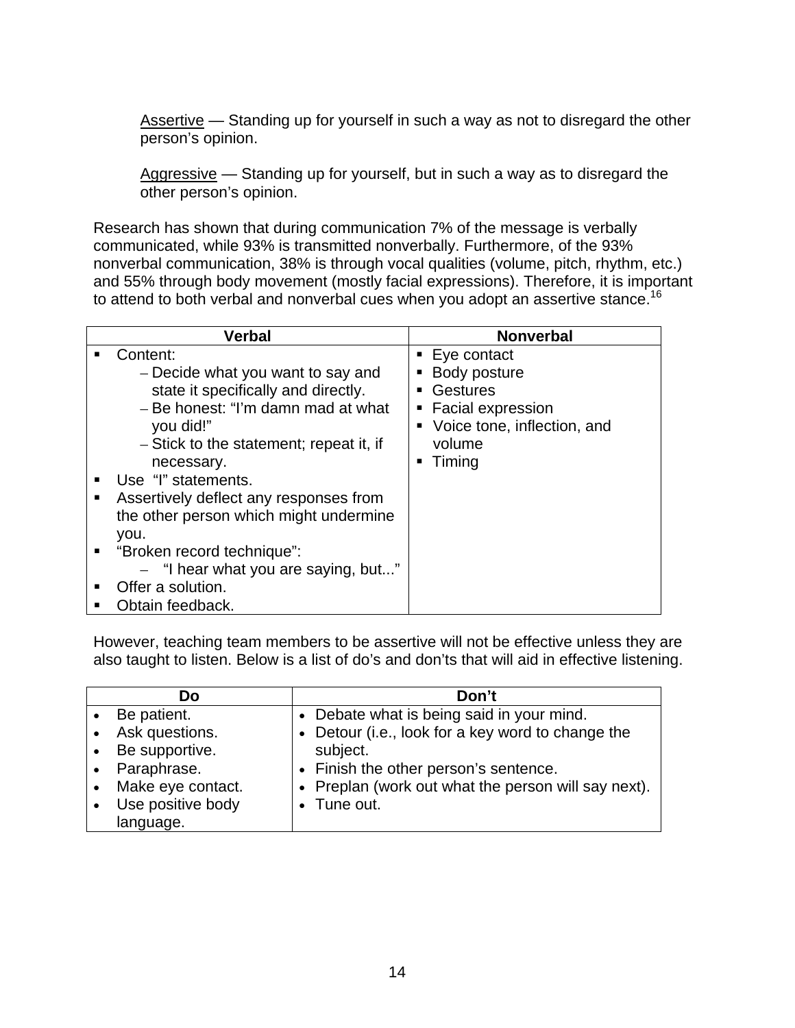<u>Assertive</u> — Standing up for yourself in such a way as not to disregard the other person's opinion.

<u>Aggressive</u> — Standing up for yourself, but in such a way as to disregard the other person's opinion.

Research has shown that during communication 7% of the message is verbally communicated, while 93% is transmitted nonverbally. Furthermore, of the 93% nonverbal communication, 38% is through vocal qualities (volume, pitch, rhythm, etc.) and 55% through body movement (mostly facial expressions). Therefore, it is important to attend to both verbal and nonverbal cues when you adopt an assertive stance.[16]

| Verbal | Nonverbal |
|---|---|
| ▪ Content:<br>– Decide what you want to say and state it specifically and directly.<br>– Be honest: "I'm damn mad at what you did!"<br>– Stick to the statement; repeat it, if necessary.<br>▪ Use "I" statements.<br>▪ Assertively deflect any responses from the other person which might undermine you.<br>▪ "Broken record technique":<br>– "I hear what you are saying, but..."<br>▪ Offer a solution.<br>▪ Obtain feedback. | ▪ Eye contact<br>▪ Body posture<br>▪ Gestures<br>▪ Facial expression<br>▪ Voice tone, inflection, and volume<br>▪ Timing |

However, teaching team members to be assertive will not be effective unless they are also taught to listen. Below is a list of do's and don'ts that will aid in effective listening.

| Do | Don't |
|---|---|
| • Be patient.<br>• Ask questions.<br>• Be supportive.<br>• Paraphrase.<br>• Make eye contact.<br>• Use positive body language. | • Debate what is being said in your mind.<br>• Detour (i.e., look for a key word to change the subject.<br>• Finish the other person's sentence.<br>• Preplan (work out what the person will say next).<br>• Tune out. |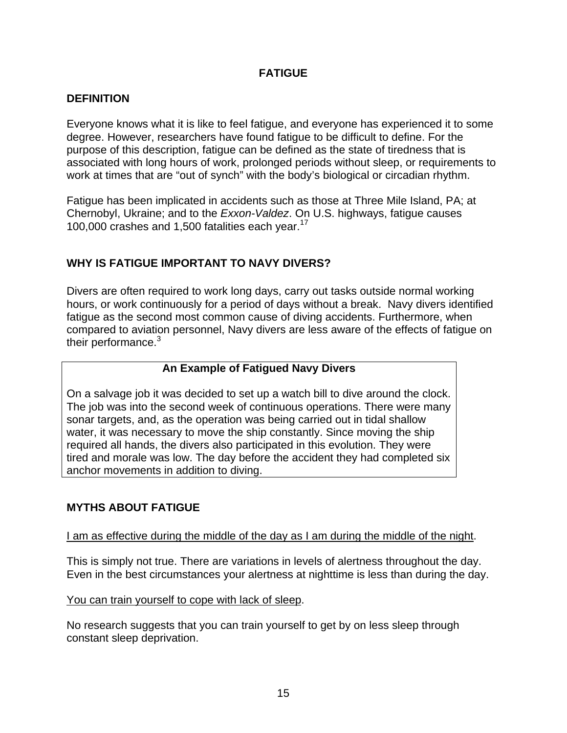# FATIGUE

## DEFINITION

Everyone knows what it is like to feel fatigue, and everyone has experienced it to some degree. However, researchers have found fatigue to be difficult to define. For the purpose of this description, fatigue can be defined as the state of tiredness that is associated with long hours of work, prolonged periods without sleep, or requirements to work at times that are "out of synch" with the body's biological or circadian rhythm.

Fatigue has been implicated in accidents such as those at Three Mile Island, PA; at Chernobyl, Ukraine; and to the *Exxon-Valdez*. On U.S. highways, fatigue causes 100,000 crashes and 1,500 fatalities each year.[17]

## WHY IS FATIGUE IMPORTANT TO NAVY DIVERS?

Divers are often required to work long days, carry out tasks outside normal working hours, or work continuously for a period of days without a break. Navy divers identified fatigue as the second most common cause of diving accidents. Furthermore, when compared to aviation personnel, Navy divers are less aware of the effects of fatigue on their performance.[3]

> **An Example of Fatigued Navy Divers**
>
> On a salvage job it was decided to set up a watch bill to dive around the clock. The job was into the second week of continuous operations. There were many sonar targets, and, as the operation was being carried out in tidal shallow water, it was necessary to move the ship constantly. Since moving the ship required all hands, the divers also participated in this evolution. They were tired and morale was low. The day before the accident they had completed six anchor movements in addition to diving.

## MYTHS ABOUT FATIGUE

<u>I am as effective during the middle of the day as I am during the middle of the night</u>.

This is simply not true. There are variations in levels of alertness throughout the day. Even in the best circumstances your alertness at nighttime is less than during the day.

<u>You can train yourself to cope with lack of sleep</u>.

No research suggests that you can train yourself to get by on less sleep through constant sleep deprivation.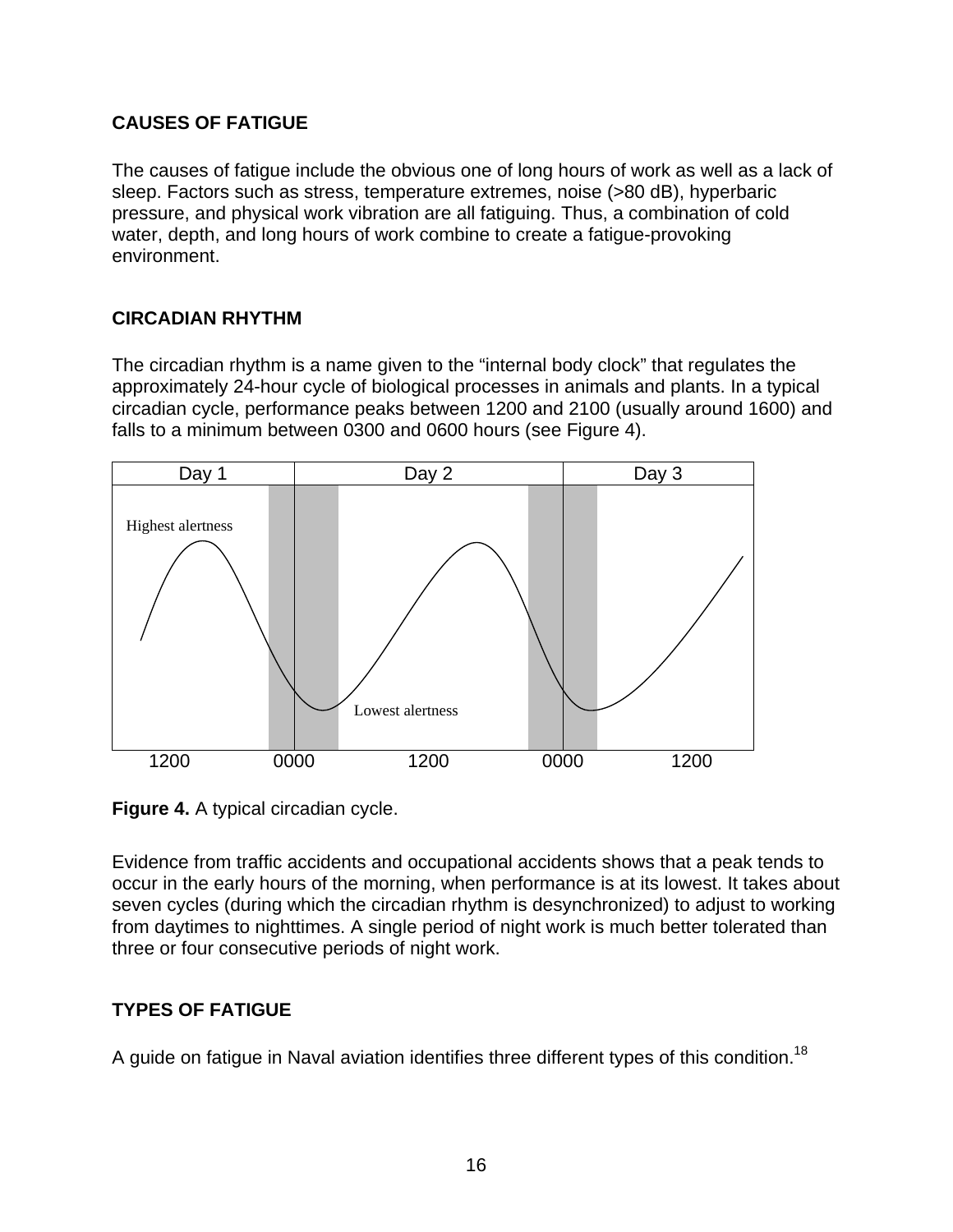## CAUSES OF FATIGUE

The causes of fatigue include the obvious one of long hours of work as well as a lack of sleep. Factors such as stress, temperature extremes, noise (>80 dB), hyperbaric pressure, and physical work vibration are all fatiguing. Thus, a combination of cold water, depth, and long hours of work combine to create a fatigue-provoking environment.

## CIRCADIAN RHYTHM

The circadian rhythm is a name given to the “internal body clock” that regulates the approximately 24-hour cycle of biological processes in animals and plants. In a typical circadian cycle, performance peaks between 1200 and 2100 (usually around 1600) and falls to a minimum between 0300 and 0600 hours (see Figure 4).

**Figure 4.** A typical circadian cycle.

Evidence from traffic accidents and occupational accidents shows that a peak tends to occur in the early hours of the morning, when performance is at its lowest. It takes about seven cycles (during which the circadian rhythm is desynchronized) to adjust to working from daytimes to nighttimes. A single period of night work is much better tolerated than three or four consecutive periods of night work.

## TYPES OF FATIGUE

A guide on fatigue in Naval aviation identifies three different types of this condition.[18]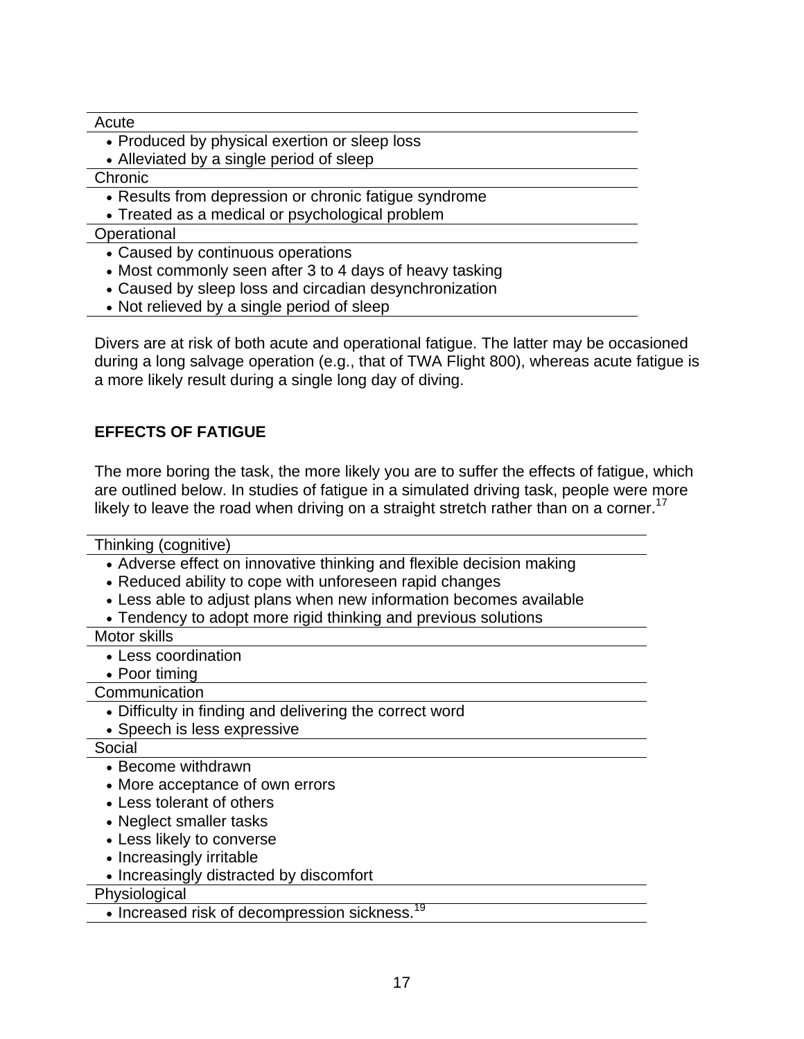| Acute |
| --- |
| • Produced by physical exertion or sleep loss |
| • Alleviated by a single period of sleep |
| Chronic |
| • Results from depression or chronic fatigue syndrome |
| • Treated as a medical or psychological problem |
| Operational |
| • Caused by continuous operations |
| • Most commonly seen after 3 to 4 days of heavy tasking |
| • Caused by sleep loss and circadian desynchronization |
| • Not relieved by a single period of sleep |

Divers are at risk of both acute and operational fatigue. The latter may be occasioned during a long salvage operation (e.g., that of TWA Flight 800), whereas acute fatigue is a more likely result during a single long day of diving.

## EFFECTS OF FATIGUE

The more boring the task, the more likely you are to suffer the effects of fatigue, which are outlined below. In studies of fatigue in a simulated driving task, people were more likely to leave the road when driving on a straight stretch rather than on a corner.[17]

| Thinking (cognitive) |
| --- |
| • Adverse effect on innovative thinking and flexible decision making |
| • Reduced ability to cope with unforeseen rapid changes |
| • Less able to adjust plans when new information becomes available |
| • Tendency to adopt more rigid thinking and previous solutions |
| Motor skills |
| • Less coordination |
| • Poor timing |
| Communication |
| • Difficulty in finding and delivering the correct word |
| • Speech is less expressive |
| Social |
| • Become withdrawn |
| • More acceptance of own errors |
| • Less tolerant of others |
| • Neglect smaller tasks |
| • Less likely to converse |
| • Increasingly irritable |
| • Increasingly distracted by discomfort |
| Physiological |
| • Increased risk of decompression sickness.[19] |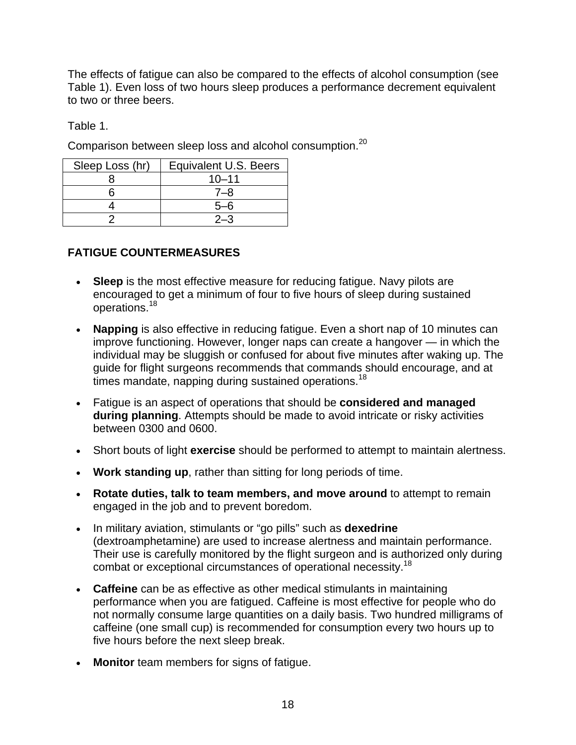The effects of fatigue can also be compared to the effects of alcohol consumption (see Table 1). Even loss of two hours sleep produces a performance decrement equivalent to two or three beers.

Table 1.

Comparison between sleep loss and alcohol consumption.[20]

| Sleep Loss (hr) | Equivalent U.S. Beers |
|---|---|
| 8 | 10–11 |
| 6 | 7–8 |
| 4 | 5–6 |
| 2 | 2–3 |

## FATIGUE COUNTERMEASURES

- **Sleep** is the most effective measure for reducing fatigue. Navy pilots are encouraged to get a minimum of four to five hours of sleep during sustained operations.[18]
- **Napping** is also effective in reducing fatigue. Even a short nap of 10 minutes can improve functioning. However, longer naps can create a hangover — in which the individual may be sluggish or confused for about five minutes after waking up. The guide for flight surgeons recommends that commands should encourage, and at times mandate, napping during sustained operations.[18]
- Fatigue is an aspect of operations that should be **considered and managed during planning**. Attempts should be made to avoid intricate or risky activities between 0300 and 0600.
- Short bouts of light **exercise** should be performed to attempt to maintain alertness.
- **Work standing up**, rather than sitting for long periods of time.
- **Rotate duties, talk to team members, and move around** to attempt to remain engaged in the job and to prevent boredom.
- In military aviation, stimulants or "go pills" such as **dexedrine** (dextroamphetamine) are used to increase alertness and maintain performance. Their use is carefully monitored by the flight surgeon and is authorized only during combat or exceptional circumstances of operational necessity.[18]
- **Caffeine** can be as effective as other medical stimulants in maintaining performance when you are fatigued. Caffeine is most effective for people who do not normally consume large quantities on a daily basis. Two hundred milligrams of caffeine (one small cup) is recommended for consumption every two hours up to five hours before the next sleep break.
- **Monitor** team members for signs of fatigue.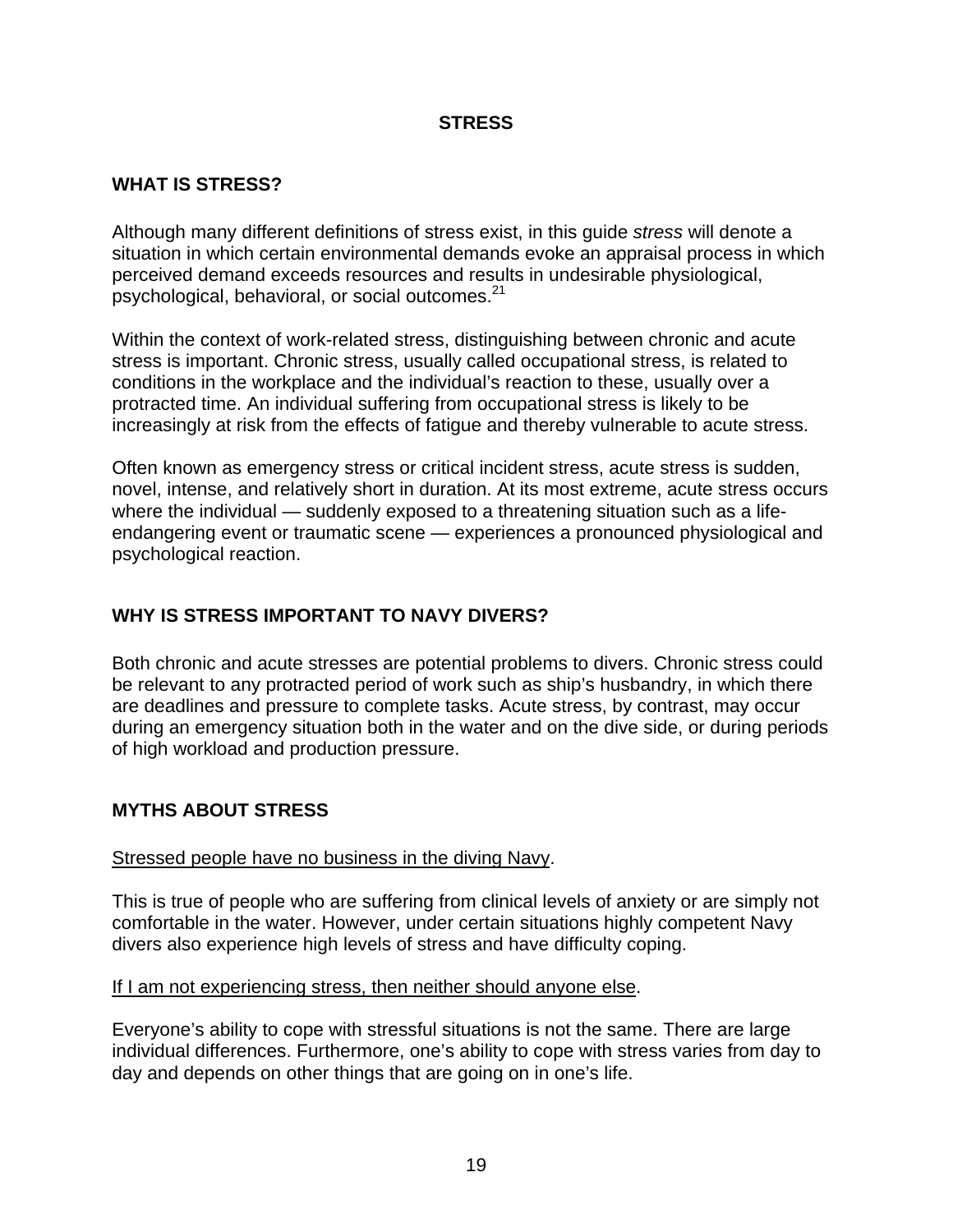# STRESS

## WHAT IS STRESS?

Although many different definitions of stress exist, in this guide *stress* will denote a situation in which certain environmental demands evoke an appraisal process in which perceived demand exceeds resources and results in undesirable physiological, psychological, behavioral, or social outcomes.[21]

Within the context of work-related stress, distinguishing between chronic and acute stress is important. Chronic stress, usually called occupational stress, is related to conditions in the workplace and the individual's reaction to these, usually over a protracted time. An individual suffering from occupational stress is likely to be increasingly at risk from the effects of fatigue and thereby vulnerable to acute stress.

Often known as emergency stress or critical incident stress, acute stress is sudden, novel, intense, and relatively short in duration. At its most extreme, acute stress occurs where the individual — suddenly exposed to a threatening situation such as a life-endangering event or traumatic scene — experiences a pronounced physiological and psychological reaction.

## WHY IS STRESS IMPORTANT TO NAVY DIVERS?

Both chronic and acute stresses are potential problems to divers. Chronic stress could be relevant to any protracted period of work such as ship's husbandry, in which there are deadlines and pressure to complete tasks. Acute stress, by contrast, may occur during an emergency situation both in the water and on the dive side, or during periods of high workload and production pressure.

## MYTHS ABOUT STRESS

<u>Stressed people have no business in the diving Navy</u>.

This is true of people who are suffering from clinical levels of anxiety or are simply not comfortable in the water. However, under certain situations highly competent Navy divers also experience high levels of stress and have difficulty coping.

<u>If I am not experiencing stress, then neither should anyone else</u>.

Everyone's ability to cope with stressful situations is not the same. There are large individual differences. Furthermore, one's ability to cope with stress varies from day to day and depends on other things that are going on in one's life.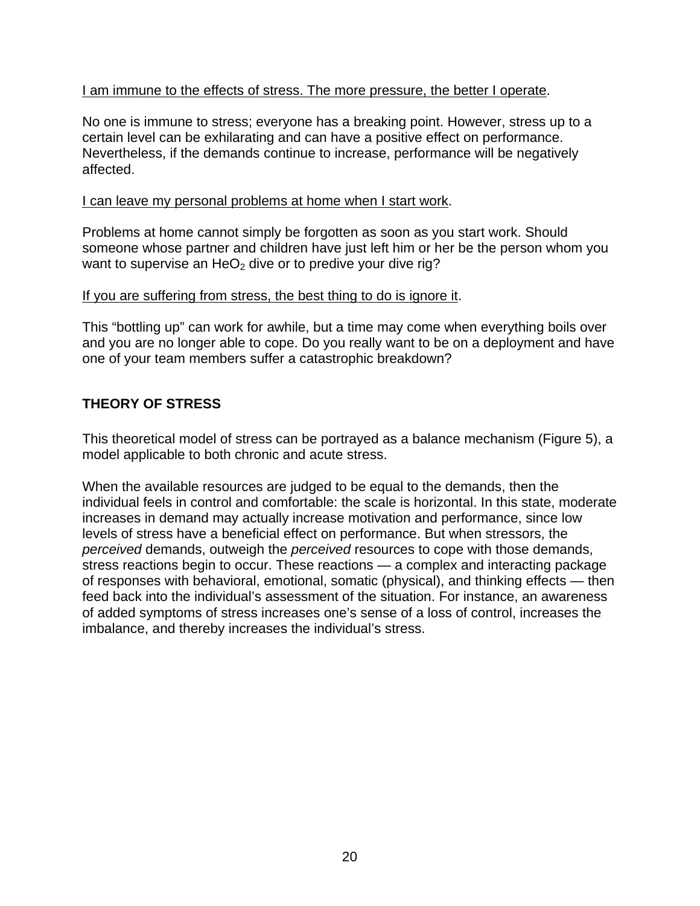<u>I am immune to the effects of stress. The more pressure, the better I operate</u>.

No one is immune to stress; everyone has a breaking point. However, stress up to a certain level can be exhilarating and can have a positive effect on performance. Nevertheless, if the demands continue to increase, performance will be negatively affected.

<u>I can leave my personal problems at home when I start work</u>.

Problems at home cannot simply be forgotten as soon as you start work. Should someone whose partner and children have just left him or her be the person whom you want to supervise an $HeO_2$ dive or to predive your dive rig?

<u>If you are suffering from stress, the best thing to do is ignore it</u>.

This "bottling up" can work for awhile, but a time may come when everything boils over and you are no longer able to cope. Do you really want to be on a deployment and have one of your team members suffer a catastrophic breakdown?

## THEORY OF STRESS

This theoretical model of stress can be portrayed as a balance mechanism (Figure 5), a model applicable to both chronic and acute stress.

When the available resources are judged to be equal to the demands, then the individual feels in control and comfortable: the scale is horizontal. In this state, moderate increases in demand may actually increase motivation and performance, since low levels of stress have a beneficial effect on performance. But when stressors, the *perceived* demands, outweigh the *perceived* resources to cope with those demands, stress reactions begin to occur. These reactions — a complex and interacting package of responses with behavioral, emotional, somatic (physical), and thinking effects — then feed back into the individual's assessment of the situation. For instance, an awareness of added symptoms of stress increases one's sense of a loss of control, increases the imbalance, and thereby increases the individual's stress.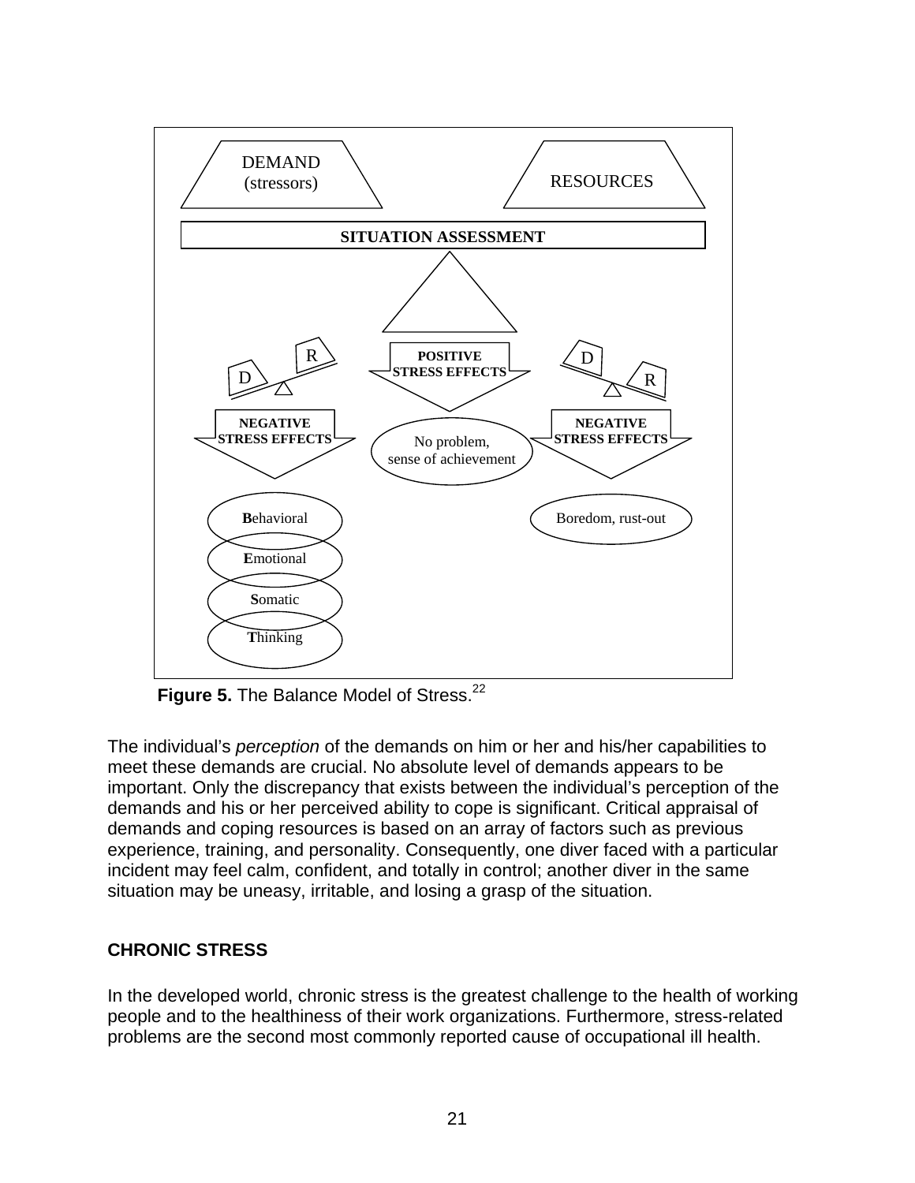DEMAND (stressors)

RESOURCES

SITUATION ASSESSMENT

POSITIVE STRESS EFFECTS

No problem, sense of achievement

NEGATIVE STRESS EFFECTS

**B**ehavioral

**E**motional

**S**omatic

**T**hinking

NEGATIVE STRESS EFFECTS

Boredom, rust-out

**Figure 5.** The Balance Model of Stress.[22]

The individual's *perception* of the demands on him or her and his/her capabilities to meet these demands are crucial. No absolute level of demands appears to be important. Only the discrepancy that exists between the individual's perception of the demands and his or her perceived ability to cope is significant. Critical appraisal of demands and coping resources is based on an array of factors such as previous experience, training, and personality. Consequently, one diver faced with a particular incident may feel calm, confident, and totally in control; another diver in the same situation may be uneasy, irritable, and losing a grasp of the situation.

## CHRONIC STRESS

In the developed world, chronic stress is the greatest challenge to the health of working people and to the healthiness of their work organizations. Furthermore, stress-related problems are the second most commonly reported cause of occupational ill health.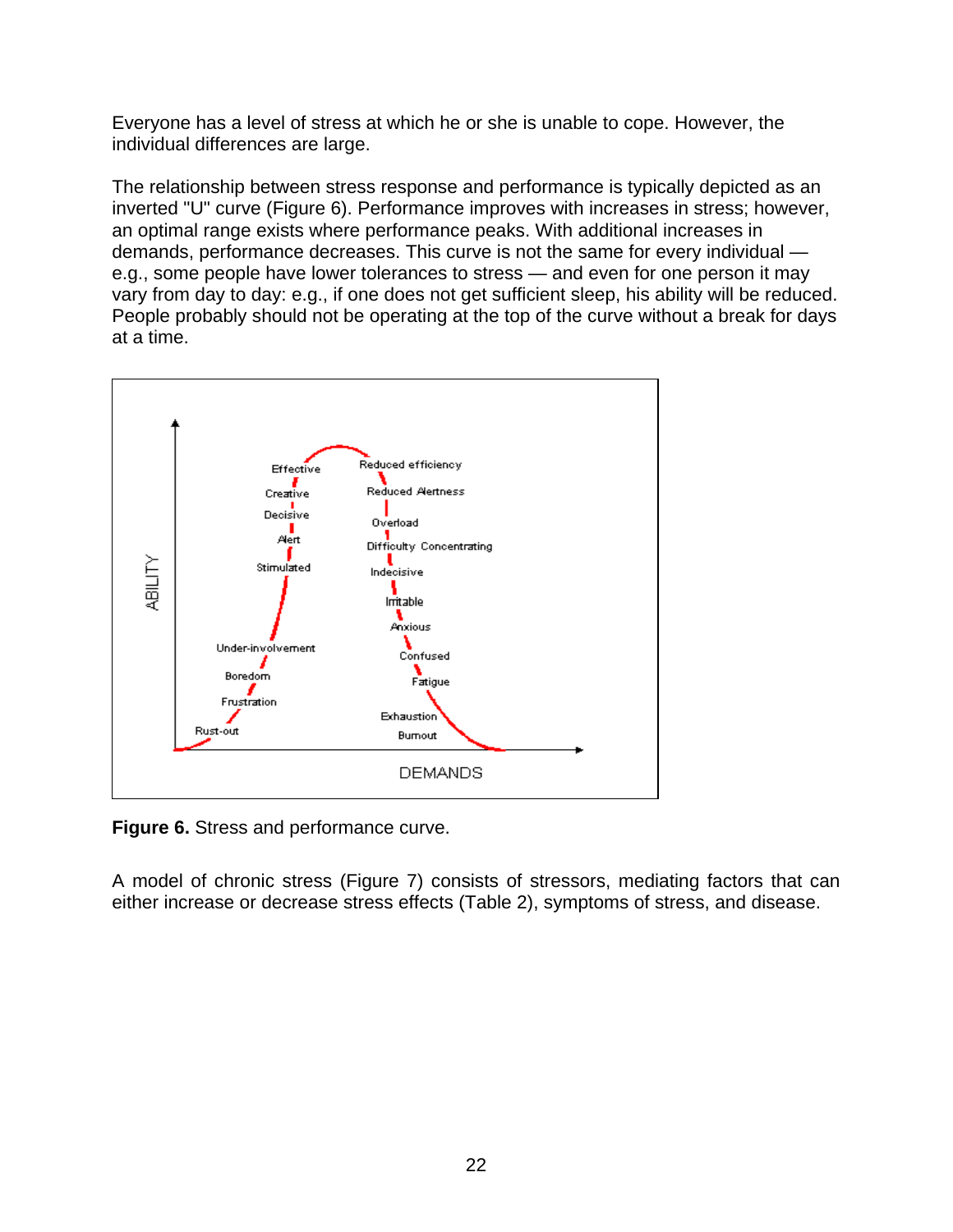Everyone has a level of stress at which he or she is unable to cope. However, the individual differences are large.

The relationship between stress response and performance is typically depicted as an inverted "U" curve (Figure 6). Performance improves with increases in stress; however, an optimal range exists where performance peaks. With additional increases in demands, performance decreases. This curve is not the same for every individual — e.g., some people have lower tolerances to stress — and even for one person it may vary from day to day: e.g., if one does not get sufficient sleep, his ability will be reduced. People probably should not be operating at the top of the curve without a break for days at a time.

**Figure 6.** Stress and performance curve.

A model of chronic stress (Figure 7) consists of stressors, mediating factors that can either increase or decrease stress effects (Table 2), symptoms of stress, and disease.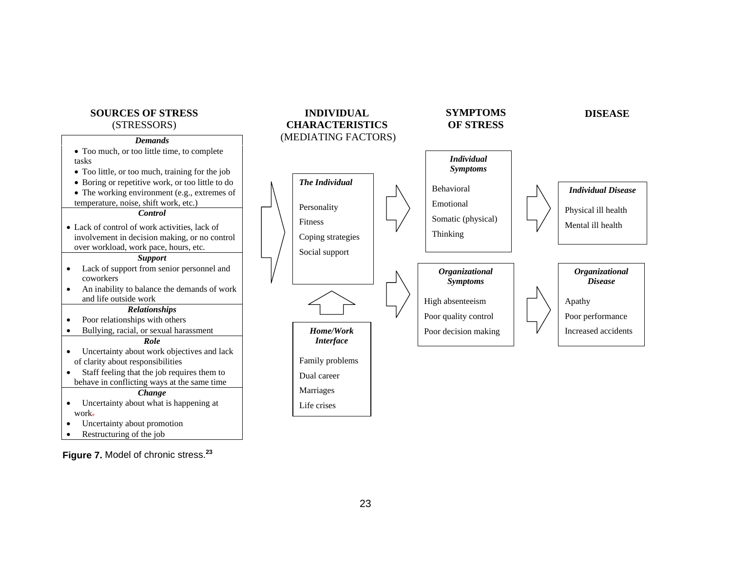**SOURCES OF STRESS**
(STRESSORS)

***Demands***

- Too much, or too little time, to complete tasks
- Too little, or too much, training for the job
- Boring or repetitive work, or too little to do
- The working environment (e.g., extremes of temperature, noise, shift work, etc.)

***Control***

- Lack of control of work activities, lack of involvement in decision making, or no control over workload, work pace, hours, etc.

***Support***

- Lack of support from senior personnel and coworkers
- An inability to balance the demands of work and life outside work

***Relationships***

- Poor relationships with others
- Bullying, racial, or sexual harassment

***Role***

- Uncertainty about work objectives and lack of clarity about responsibilities
- Staff feeling that the job requires them to behave in conflicting ways at the same time

***Change***

- Uncertainty about what is happening at work.
- Uncertainty about promotion
- Restructuring of the job

**INDIVIDUAL CHARACTERISTICS**
(MEDIATING FACTORS)

***The Individual***

Personality
Fitness
Coping strategies
Social support

***Home/Work Interface***

Family problems
Dual career
Marriages
Life crises

**SYMPTOMS OF STRESS**

***Individual Symptoms***

Behavioral
Emotional
Somatic (physical)
Thinking

***Organizational Symptoms***

High absenteeism
Poor quality control
Poor decision making

**DISEASE**

***Individual Disease***

Physical ill health
Mental ill health

***Organizational Disease***

Apathy
Poor performance
Increased accidents

**Figure 7.** Model of chronic stress.[23]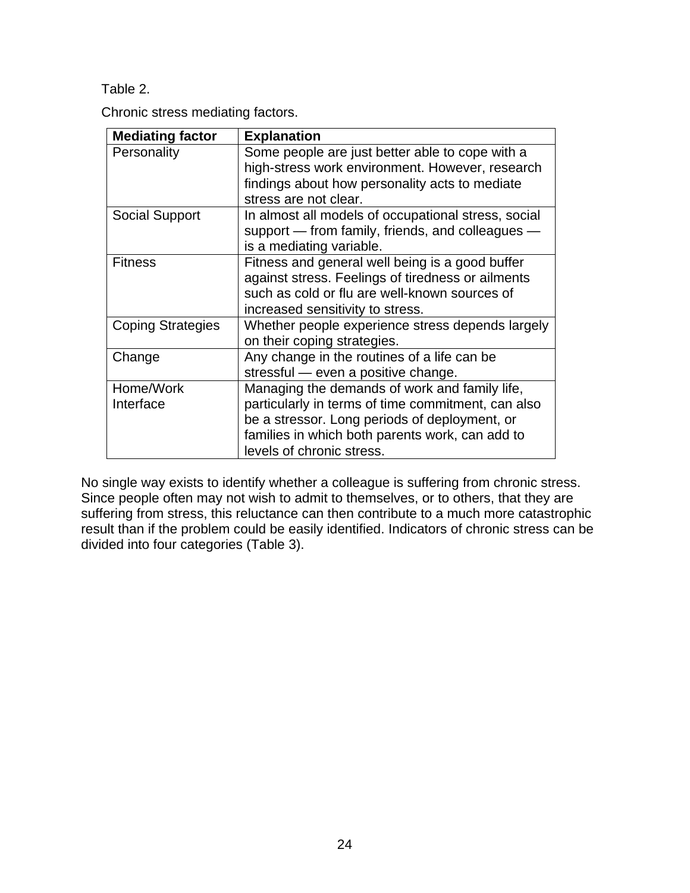Table 2.

Chronic stress mediating factors.

| Mediating factor | Explanation |
|---|---|
| Personality | Some people are just better able to cope with a high-stress work environment. However, research findings about how personality acts to mediate stress are not clear. |
| Social Support | In almost all models of occupational stress, social support — from family, friends, and colleagues — is a mediating variable. |
| Fitness | Fitness and general well being is a good buffer against stress. Feelings of tiredness or ailments such as cold or flu are well-known sources of increased sensitivity to stress. |
| Coping Strategies | Whether people experience stress depends largely on their coping strategies. |
| Change | Any change in the routines of a life can be stressful — even a positive change. |
| Home/Work Interface | Managing the demands of work and family life, particularly in terms of time commitment, can also be a stressor. Long periods of deployment, or families in which both parents work, can add to levels of chronic stress. |

No single way exists to identify whether a colleague is suffering from chronic stress. Since people often may not wish to admit to themselves, or to others, that they are suffering from stress, this reluctance can then contribute to a much more catastrophic result than if the problem could be easily identified. Indicators of chronic stress can be divided into four categories (Table 3).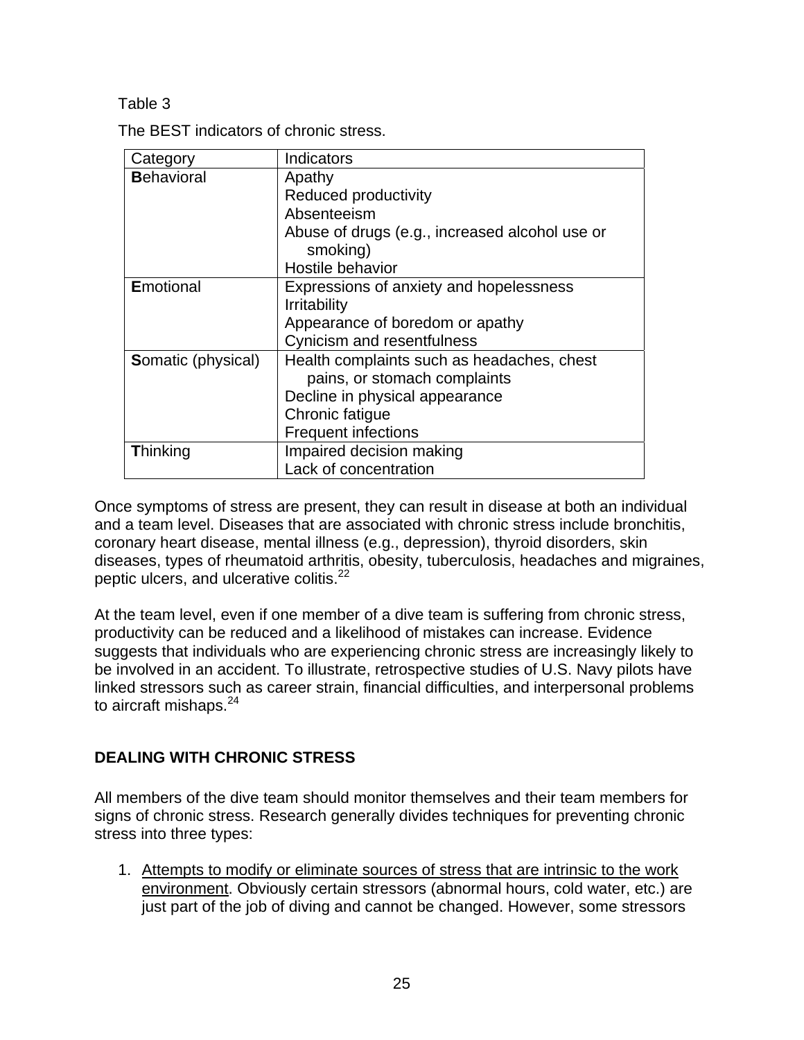Table 3

The BEST indicators of chronic stress.

| Category | Indicators |
| --- | --- |
| **B**ehavioral | Apathy<br>Reduced productivity<br>Absenteeism<br>Abuse of drugs (e.g., increased alcohol use or smoking)<br>Hostile behavior |
| **E**motional | Expressions of anxiety and hopelessness<br>Irritability<br>Appearance of boredom or apathy<br>Cynicism and resentfulness |
| **S**omatic (physical) | Health complaints such as headaches, chest pains, or stomach complaints<br>Decline in physical appearance<br>Chronic fatigue<br>Frequent infections |
| **T**hinking | Impaired decision making<br>Lack of concentration |

Once symptoms of stress are present, they can result in disease at both an individual and a team level. Diseases that are associated with chronic stress include bronchitis, coronary heart disease, mental illness (e.g., depression), thyroid disorders, skin diseases, types of rheumatoid arthritis, obesity, tuberculosis, headaches and migraines, peptic ulcers, and ulcerative colitis.[22]

At the team level, even if one member of a dive team is suffering from chronic stress, productivity can be reduced and a likelihood of mistakes can increase. Evidence suggests that individuals who are experiencing chronic stress are increasingly likely to be involved in an accident. To illustrate, retrospective studies of U.S. Navy pilots have linked stressors such as career strain, financial difficulties, and interpersonal problems to aircraft mishaps.[24]

## DEALING WITH CHRONIC STRESS

All members of the dive team should monitor themselves and their team members for signs of chronic stress. Research generally divides techniques for preventing chronic stress into three types:

1. Attempts to modify or eliminate sources of stress that are intrinsic to the work environment. Obviously certain stressors (abnormal hours, cold water, etc.) are just part of the job of diving and cannot be changed. However, some stressors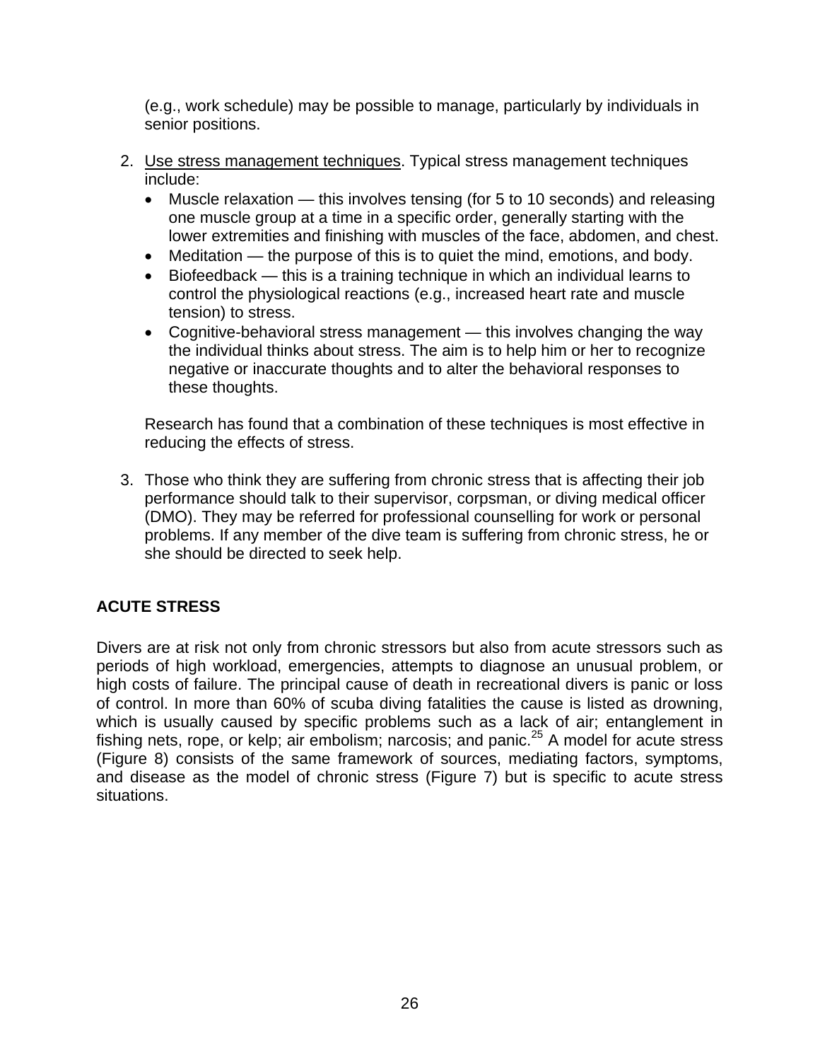(e.g., work schedule) may be possible to manage, particularly by individuals in senior positions.

2. Use stress management techniques. Typical stress management techniques include:
   - Muscle relaxation — this involves tensing (for 5 to 10 seconds) and releasing one muscle group at a time in a specific order, generally starting with the lower extremities and finishing with muscles of the face, abdomen, and chest.
   - Meditation — the purpose of this is to quiet the mind, emotions, and body.
   - Biofeedback — this is a training technique in which an individual learns to control the physiological reactions (e.g., increased heart rate and muscle tension) to stress.
   - Cognitive-behavioral stress management — this involves changing the way the individual thinks about stress. The aim is to help him or her to recognize negative or inaccurate thoughts and to alter the behavioral responses to these thoughts.

   Research has found that a combination of these techniques is most effective in reducing the effects of stress.

3. Those who think they are suffering from chronic stress that is affecting their job performance should talk to their supervisor, corpsman, or diving medical officer (DMO). They may be referred for professional counselling for work or personal problems. If any member of the dive team is suffering from chronic stress, he or she should be directed to seek help.

## ACUTE STRESS

Divers are at risk not only from chronic stressors but also from acute stressors such as periods of high workload, emergencies, attempts to diagnose an unusual problem, or high costs of failure. The principal cause of death in recreational divers is panic or loss of control. In more than 60% of scuba diving fatalities the cause is listed as drowning, which is usually caused by specific problems such as a lack of air; entanglement in fishing nets, rope, or kelp; air embolism; narcosis; and panic.[25] A model for acute stress (Figure 8) consists of the same framework of sources, mediating factors, symptoms, and disease as the model of chronic stress (Figure 7) but is specific to acute stress situations.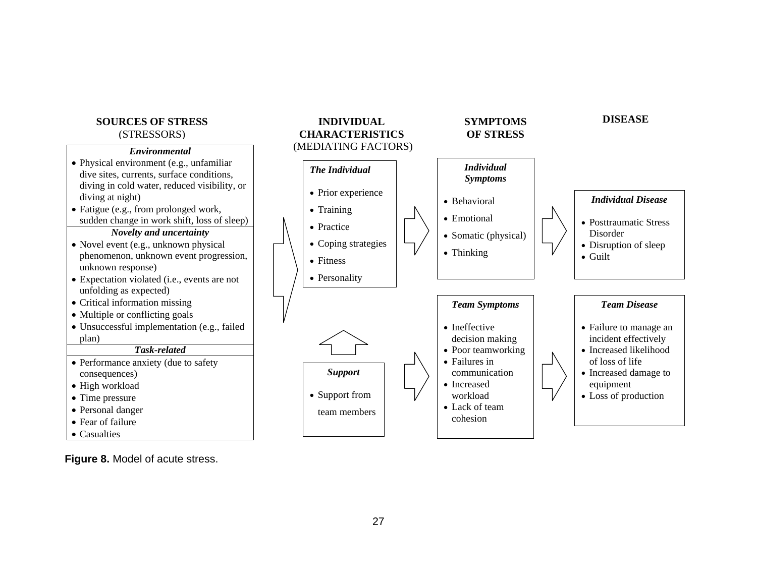**SOURCES OF STRESS**
(STRESSORS)

***Environmental***

- Physical environment (e.g., unfamiliar dive sites, currents, surface conditions, diving in cold water, reduced visibility, or diving at night)
- Fatigue (e.g., from prolonged work, sudden change in work shift, loss of sleep)

***Novelty and uncertainty***

- Novel event (e.g., unknown physical phenomenon, unknown event progression, unknown response)
- Expectation violated (i.e., events are not unfolding as expected)
- Critical information missing
- Multiple or conflicting goals
- Unsuccessful implementation (e.g., failed plan)

***Task-related***

- Performance anxiety (due to safety consequences)
- High workload
- Time pressure
- Personal danger
- Fear of failure
- Casualties

**INDIVIDUAL CHARACTERISTICS**
(MEDIATING FACTORS)

***The Individual***

- Prior experience
- Training
- Practice
- Coping strategies
- Fitness
- Personality

***Support***

- Support from team members

**SYMPTOMS OF STRESS**

***Individual Symptoms***

- Behavioral
- Emotional
- Somatic (physical)
- Thinking

***Team Symptoms***

- Ineffective decision making
- Poor teamworking
- Failures in communication
- Increased workload
- Lack of team cohesion

**DISEASE**

***Individual Disease***

- Posttraumatic Stress Disorder
- Disruption of sleep
- Guilt

***Team Disease***

- Failure to manage an incident effectively
- Increased likelihood of loss of life
- Increased damage to equipment
- Loss of production

**Figure 8.** Model of acute stress.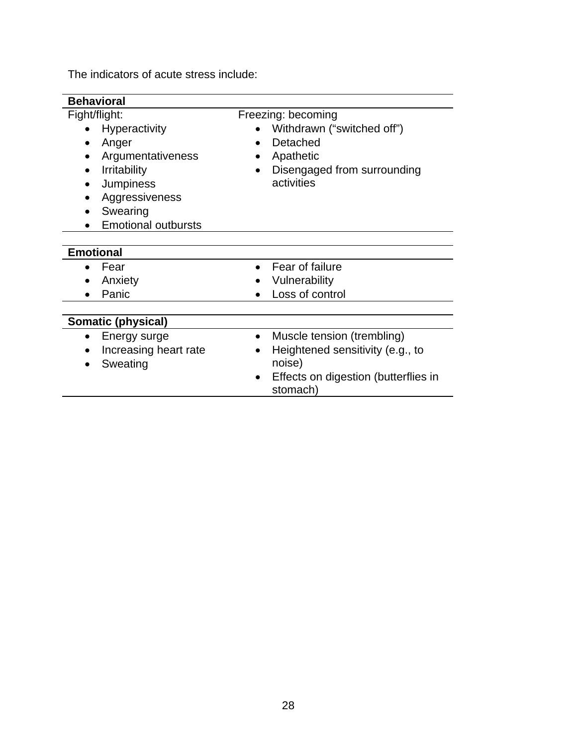The indicators of acute stress include:

| **Behavioral** | |
|---|---|
| Fight/flight:<br>• Hyperactivity<br>• Anger<br>• Argumentativeness<br>• Irritability<br>• Jumpiness<br>• Aggressiveness<br>• Swearing<br>• Emotional outbursts | Freezing: becoming<br>• Withdrawn (“switched off”)<br>• Detached<br>• Apathetic<br>• Disengaged from surrounding activities |

| **Emotional** | |
|---|---|
| • Fear<br>• Anxiety<br>• Panic | • Fear of failure<br>• Vulnerability<br>• Loss of control |

| **Somatic (physical)** | |
|---|---|
| • Energy surge<br>• Increasing heart rate<br>• Sweating | • Muscle tension (trembling)<br>• Heightened sensitivity (e.g., to noise)<br>• Effects on digestion (butterflies in stomach) |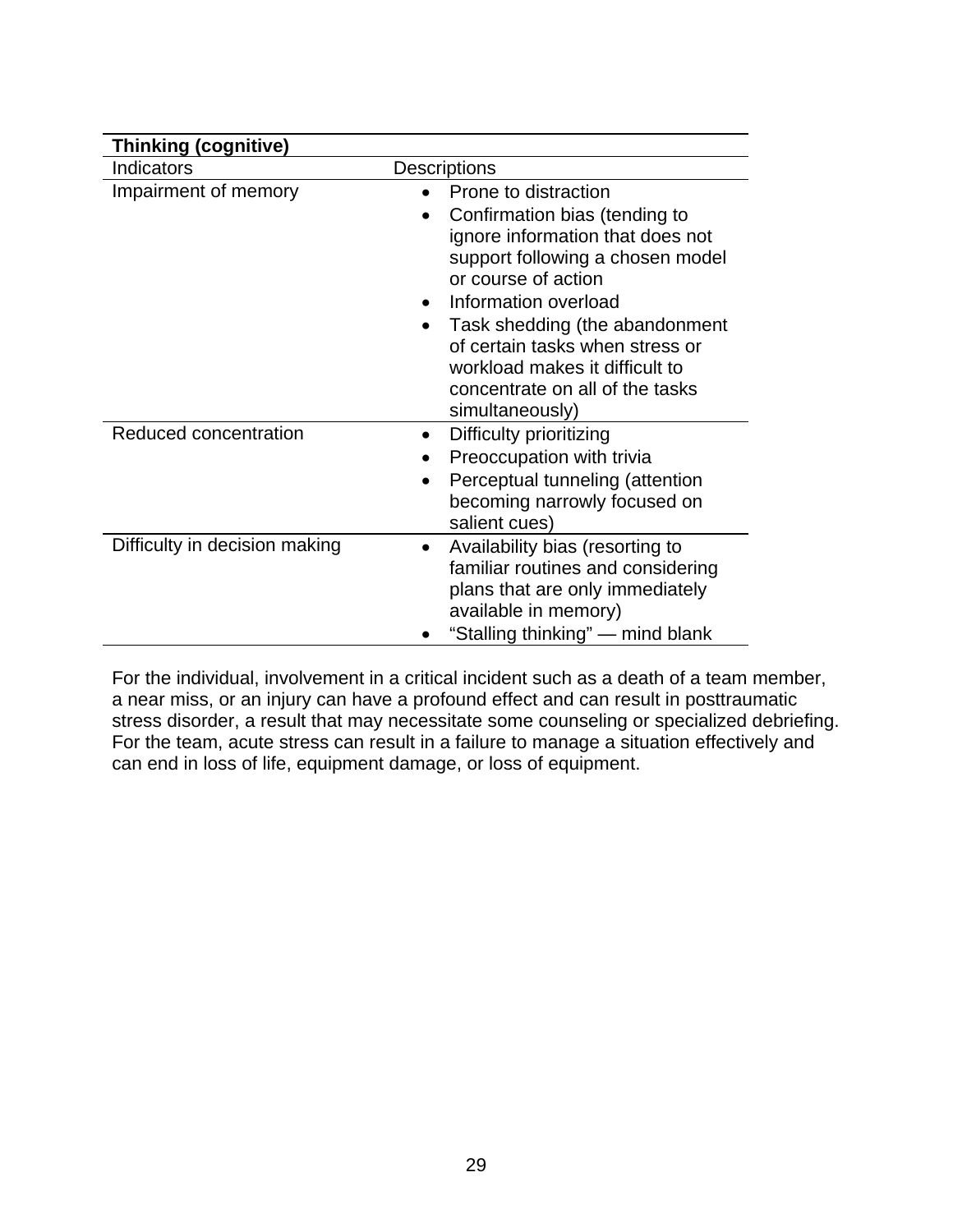| **Thinking (cognitive)** | |
|---|---|
| Indicators | Descriptions |
| Impairment of memory | • Prone to distraction<br>• Confirmation bias (tending to ignore information that does not support following a chosen model or course of action<br>• Information overload<br>• Task shedding (the abandonment of certain tasks when stress or workload makes it difficult to concentrate on all of the tasks simultaneously) |
| Reduced concentration | • Difficulty prioritizing<br>• Preoccupation with trivia<br>• Perceptual tunneling (attention becoming narrowly focused on salient cues) |
| Difficulty in decision making | • Availability bias (resorting to familiar routines and considering plans that are only immediately available in memory)<br>• "Stalling thinking" — mind blank |

For the individual, involvement in a critical incident such as a death of a team member, a near miss, or an injury can have a profound effect and can result in posttraumatic stress disorder, a result that may necessitate some counseling or specialized debriefing. For the team, acute stress can result in a failure to manage a situation effectively and can end in loss of life, equipment damage, or loss of equipment.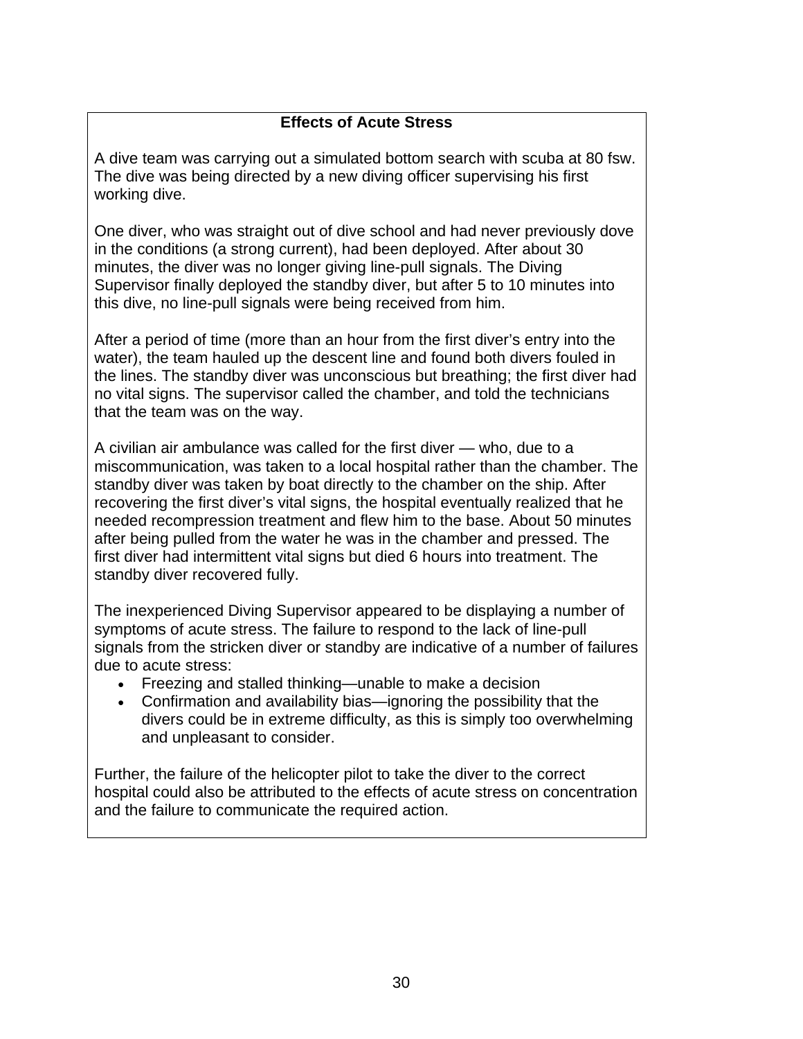**Effects of Acute Stress**

A dive team was carrying out a simulated bottom search with scuba at 80 fsw. The dive was being directed by a new diving officer supervising his first working dive.

One diver, who was straight out of dive school and had never previously dove in the conditions (a strong current), had been deployed. After about 30 minutes, the diver was no longer giving line-pull signals. The Diving Supervisor finally deployed the standby diver, but after 5 to 10 minutes into this dive, no line-pull signals were being received from him.

After a period of time (more than an hour from the first diver's entry into the water), the team hauled up the descent line and found both divers fouled in the lines. The standby diver was unconscious but breathing; the first diver had no vital signs. The supervisor called the chamber, and told the technicians that the team was on the way.

A civilian air ambulance was called for the first diver — who, due to a miscommunication, was taken to a local hospital rather than the chamber. The standby diver was taken by boat directly to the chamber on the ship. After recovering the first diver's vital signs, the hospital eventually realized that he needed recompression treatment and flew him to the base. About 50 minutes after being pulled from the water he was in the chamber and pressed. The first diver had intermittent vital signs but died 6 hours into treatment. The standby diver recovered fully.

The inexperienced Diving Supervisor appeared to be displaying a number of symptoms of acute stress. The failure to respond to the lack of line-pull signals from the stricken diver or standby are indicative of a number of failures due to acute stress:

- Freezing and stalled thinking—unable to make a decision
- Confirmation and availability bias—ignoring the possibility that the divers could be in extreme difficulty, as this is simply too overwhelming and unpleasant to consider.

Further, the failure of the helicopter pilot to take the diver to the correct hospital could also be attributed to the effects of acute stress on concentration and the failure to communicate the required action.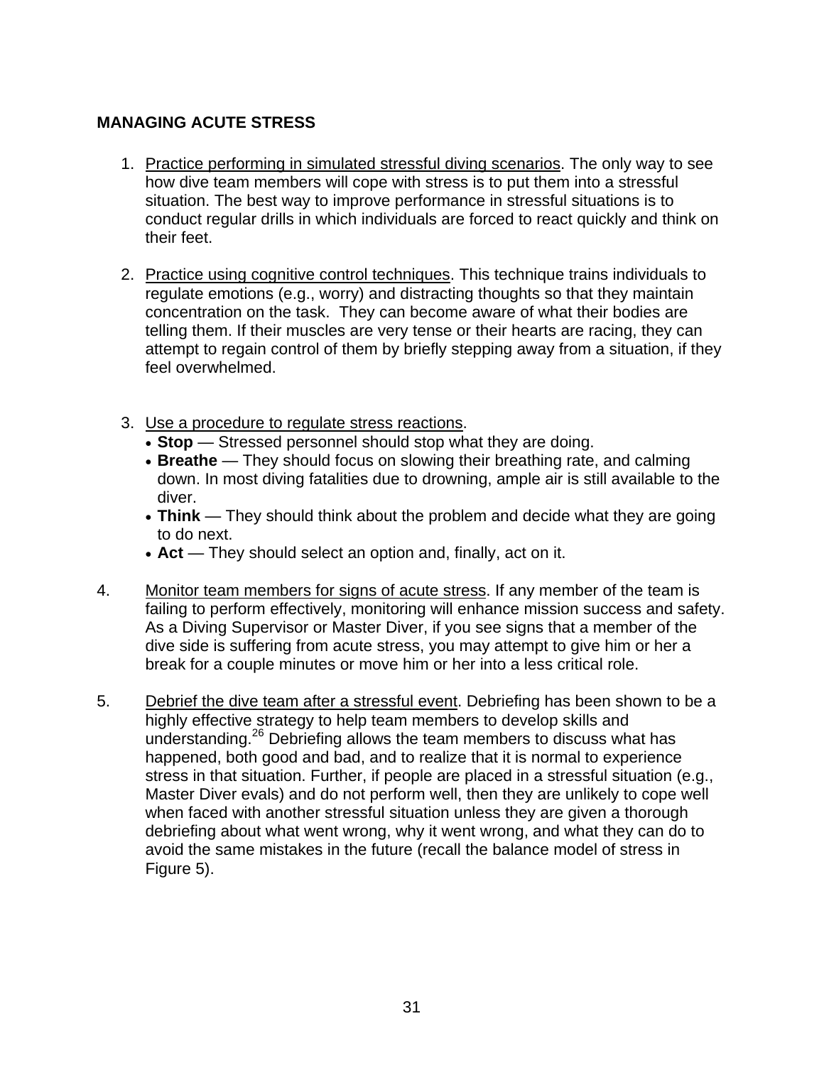## MANAGING ACUTE STRESS

1. Practice performing in simulated stressful diving scenarios. The only way to see how dive team members will cope with stress is to put them into a stressful situation. The best way to improve performance in stressful situations is to conduct regular drills in which individuals are forced to react quickly and think on their feet.

2. Practice using cognitive control techniques. This technique trains individuals to regulate emotions (e.g., worry) and distracting thoughts so that they maintain concentration on the task. They can become aware of what their bodies are telling them. If their muscles are very tense or their hearts are racing, they can attempt to regain control of them by briefly stepping away from a situation, if they feel overwhelmed.

3. Use a procedure to regulate stress reactions.
   - **Stop** — Stressed personnel should stop what they are doing.
   - **Breathe** — They should focus on slowing their breathing rate, and calming down. In most diving fatalities due to drowning, ample air is still available to the diver.
   - **Think** — They should think about the problem and decide what they are going to do next.
   - **Act** — They should select an option and, finally, act on it.

4. Monitor team members for signs of acute stress. If any member of the team is failing to perform effectively, monitoring will enhance mission success and safety. As a Diving Supervisor or Master Diver, if you see signs that a member of the dive side is suffering from acute stress, you may attempt to give him or her a break for a couple minutes or move him or her into a less critical role.

5. Debrief the dive team after a stressful event. Debriefing has been shown to be a highly effective strategy to help team members to develop skills and understanding.[26] Debriefing allows the team members to discuss what has happened, both good and bad, and to realize that it is normal to experience stress in that situation. Further, if people are placed in a stressful situation (e.g., Master Diver evals) and do not perform well, then they are unlikely to cope well when faced with another stressful situation unless they are given a thorough debriefing about what went wrong, why it went wrong, and what they can do to avoid the same mistakes in the future (recall the balance model of stress in Figure 5).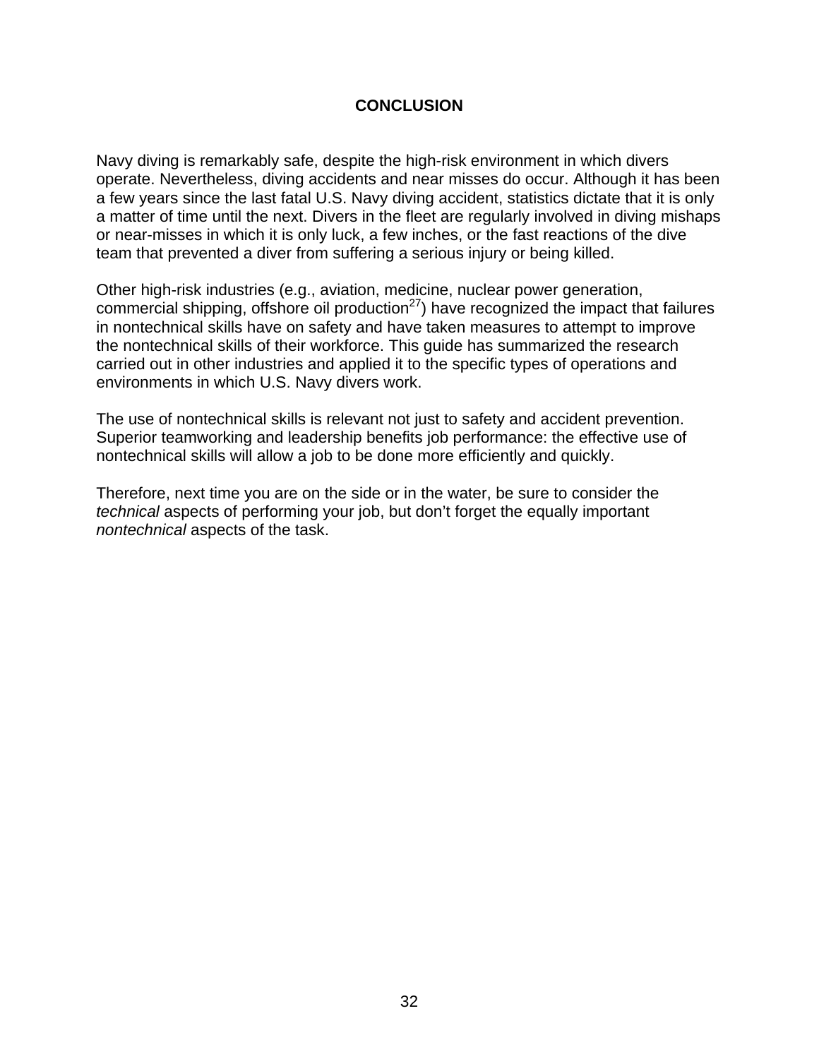## CONCLUSION

Navy diving is remarkably safe, despite the high-risk environment in which divers operate. Nevertheless, diving accidents and near misses do occur. Although it has been a few years since the last fatal U.S. Navy diving accident, statistics dictate that it is only a matter of time until the next. Divers in the fleet are regularly involved in diving mishaps or near-misses in which it is only luck, a few inches, or the fast reactions of the dive team that prevented a diver from suffering a serious injury or being killed.

Other high-risk industries (e.g., aviation, medicine, nuclear power generation, commercial shipping, offshore oil production[27]) have recognized the impact that failures in nontechnical skills have on safety and have taken measures to attempt to improve the nontechnical skills of their workforce. This guide has summarized the research carried out in other industries and applied it to the specific types of operations and environments in which U.S. Navy divers work.

The use of nontechnical skills is relevant not just to safety and accident prevention. Superior teamworking and leadership benefits job performance: the effective use of nontechnical skills will allow a job to be done more efficiently and quickly.

Therefore, next time you are on the side or in the water, be sure to consider the *technical* aspects of performing your job, but don't forget the equally important *nontechnical* aspects of the task.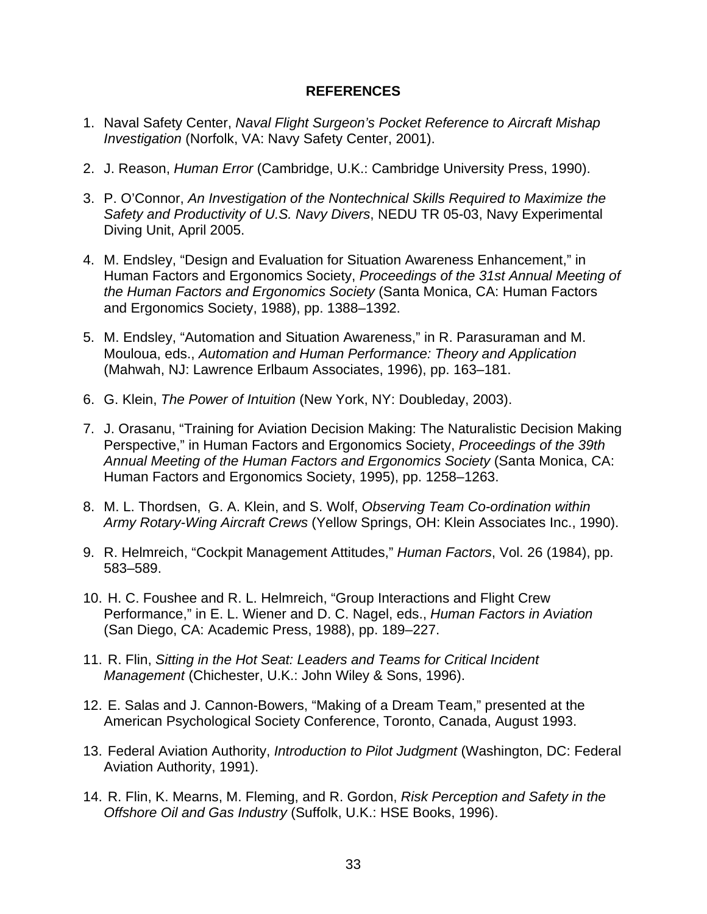## REFERENCES

1. Naval Safety Center, *Naval Flight Surgeon's Pocket Reference to Aircraft Mishap Investigation* (Norfolk, VA: Navy Safety Center, 2001).

2. J. Reason, *Human Error* (Cambridge, U.K.: Cambridge University Press, 1990).

3. P. O'Connor, *An Investigation of the Nontechnical Skills Required to Maximize the Safety and Productivity of U.S. Navy Divers*, NEDU TR 05-03, Navy Experimental Diving Unit, April 2005.

4. M. Endsley, "Design and Evaluation for Situation Awareness Enhancement," in Human Factors and Ergonomics Society, *Proceedings of the 31st Annual Meeting of the Human Factors and Ergonomics Society* (Santa Monica, CA: Human Factors and Ergonomics Society, 1988), pp. 1388–1392.

5. M. Endsley, "Automation and Situation Awareness," in R. Parasuraman and M. Mouloua, eds., *Automation and Human Performance: Theory and Application* (Mahwah, NJ: Lawrence Erlbaum Associates, 1996), pp. 163–181.

6. G. Klein, *The Power of Intuition* (New York, NY: Doubleday, 2003).

7. J. Orasanu, "Training for Aviation Decision Making: The Naturalistic Decision Making Perspective," in Human Factors and Ergonomics Society, *Proceedings of the 39th Annual Meeting of the Human Factors and Ergonomics Society* (Santa Monica, CA: Human Factors and Ergonomics Society, 1995), pp. 1258–1263.

8. M. L. Thordsen, G. A. Klein, and S. Wolf, *Observing Team Co-ordination within Army Rotary-Wing Aircraft Crews* (Yellow Springs, OH: Klein Associates Inc., 1990).

9. R. Helmreich, "Cockpit Management Attitudes," *Human Factors*, Vol. 26 (1984), pp. 583–589.

10. H. C. Foushee and R. L. Helmreich, "Group Interactions and Flight Crew Performance," in E. L. Wiener and D. C. Nagel, eds., *Human Factors in Aviation* (San Diego, CA: Academic Press, 1988), pp. 189–227.

11. R. Flin, *Sitting in the Hot Seat: Leaders and Teams for Critical Incident Management* (Chichester, U.K.: John Wiley & Sons, 1996).

12. E. Salas and J. Cannon-Bowers, "Making of a Dream Team," presented at the American Psychological Society Conference, Toronto, Canada, August 1993.

13. Federal Aviation Authority, *Introduction to Pilot Judgment* (Washington, DC: Federal Aviation Authority, 1991).

14. R. Flin, K. Mearns, M. Fleming, and R. Gordon, *Risk Perception and Safety in the Offshore Oil and Gas Industry* (Suffolk, U.K.: HSE Books, 1996).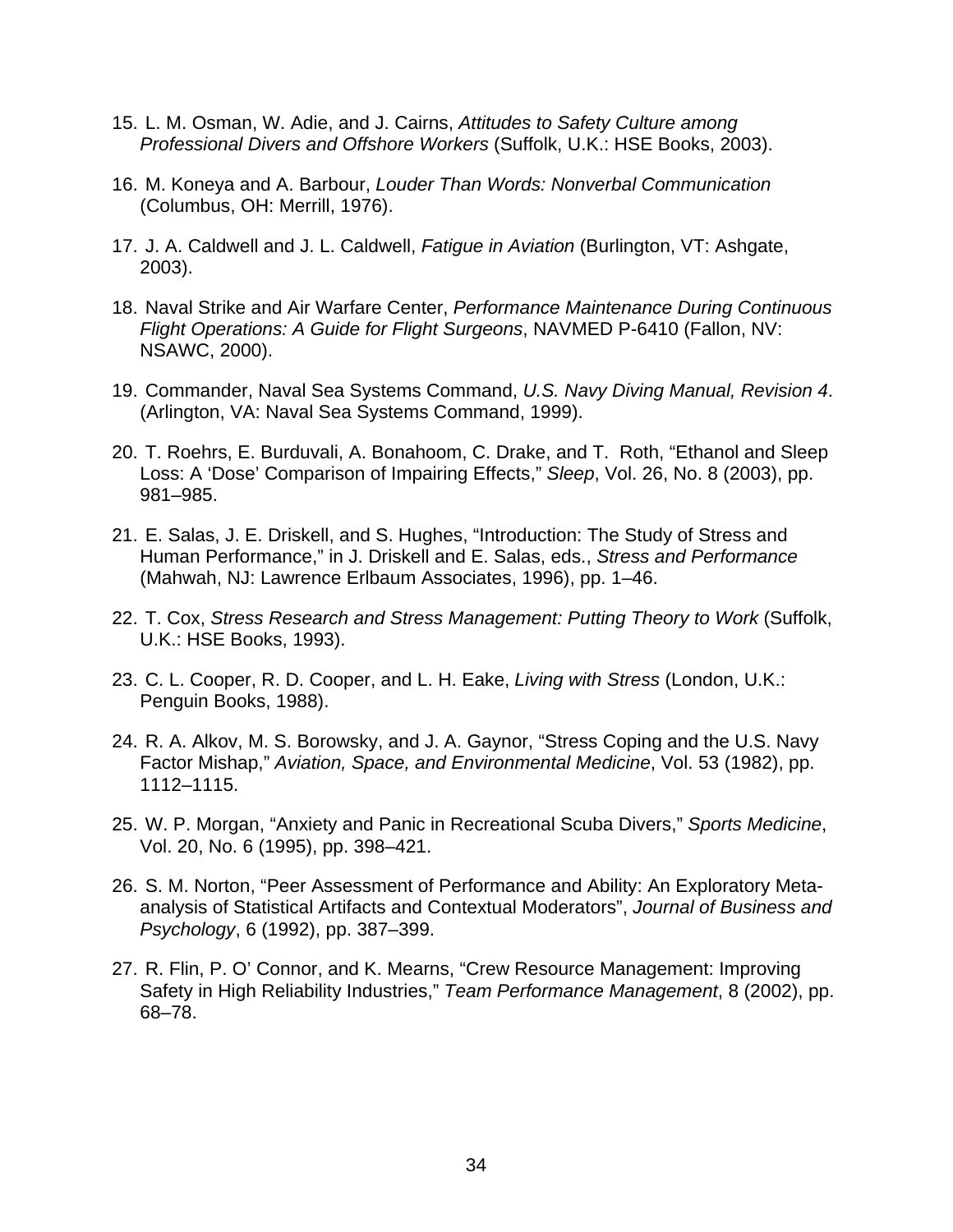15. L. M. Osman, W. Adie, and J. Cairns, *Attitudes to Safety Culture among Professional Divers and Offshore Workers* (Suffolk, U.K.: HSE Books, 2003).

16. M. Koneya and A. Barbour, *Louder Than Words: Nonverbal Communication* (Columbus, OH: Merrill, 1976).

17. J. A. Caldwell and J. L. Caldwell, *Fatigue in Aviation* (Burlington, VT: Ashgate, 2003).

18. Naval Strike and Air Warfare Center, *Performance Maintenance During Continuous Flight Operations: A Guide for Flight Surgeons*, NAVMED P-6410 (Fallon, NV: NSAWC, 2000).

19. Commander, Naval Sea Systems Command, *U.S. Navy Diving Manual, Revision 4*. (Arlington, VA: Naval Sea Systems Command, 1999).

20. T. Roehrs, E. Burduvali, A. Bonahoom, C. Drake, and T. Roth, "Ethanol and Sleep Loss: A 'Dose' Comparison of Impairing Effects," *Sleep*, Vol. 26, No. 8 (2003), pp. 981–985.

21. E. Salas, J. E. Driskell, and S. Hughes, "Introduction: The Study of Stress and Human Performance," in J. Driskell and E. Salas, eds., *Stress and Performance* (Mahwah, NJ: Lawrence Erlbaum Associates, 1996), pp. 1–46.

22. T. Cox, *Stress Research and Stress Management: Putting Theory to Work* (Suffolk, U.K.: HSE Books, 1993).

23. C. L. Cooper, R. D. Cooper, and L. H. Eake, *Living with Stress* (London, U.K.: Penguin Books, 1988).

24. R. A. Alkov, M. S. Borowsky, and J. A. Gaynor, "Stress Coping and the U.S. Navy Factor Mishap," *Aviation, Space, and Environmental Medicine*, Vol. 53 (1982), pp. 1112–1115.

25. W. P. Morgan, "Anxiety and Panic in Recreational Scuba Divers," *Sports Medicine*, Vol. 20, No. 6 (1995), pp. 398–421.

26. S. M. Norton, "Peer Assessment of Performance and Ability: An Exploratory Meta-analysis of Statistical Artifacts and Contextual Moderators", *Journal of Business and Psychology*, 6 (1992), pp. 387–399.

27. R. Flin, P. O' Connor, and K. Mearns, "Crew Resource Management: Improving Safety in High Reliability Industries," *Team Performance Management*, 8 (2002), pp. 68–78.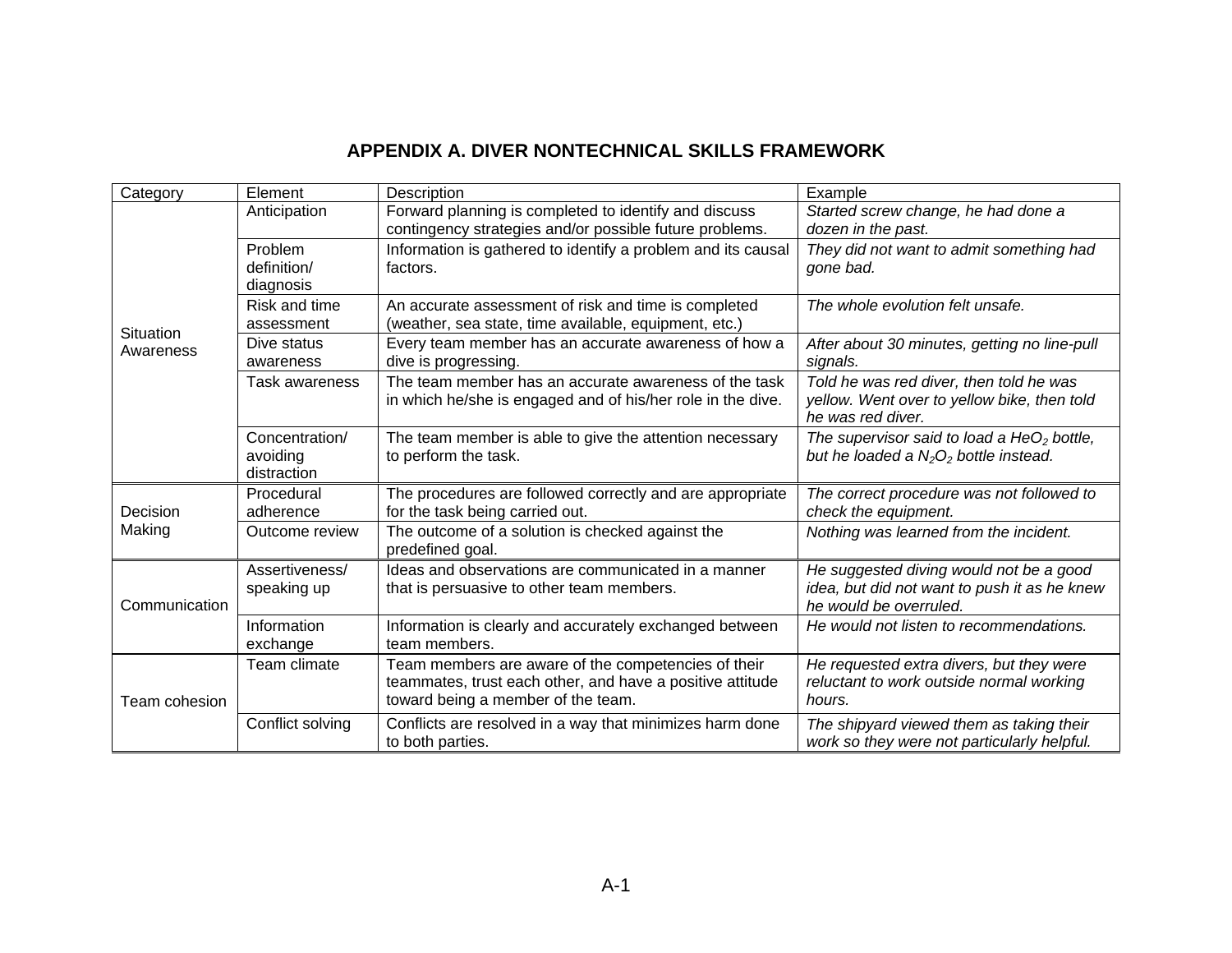# APPENDIX A. DIVER NONTECHNICAL SKILLS FRAMEWORK

| Category | Element | Description | Example |
|---|---|---|---|
| Situation Awareness | Anticipation | Forward planning is completed to identify and discuss contingency strategies and/or possible future problems. | *Started screw change, he had done a dozen in the past.* |
| | Problem definition/ diagnosis | Information is gathered to identify a problem and its causal factors. | *They did not want to admit something had gone bad.* |
| | Risk and time assessment | An accurate assessment of risk and time is completed (weather, sea state, time available, equipment, etc.) | *The whole evolution felt unsafe.* |
| | Dive status awareness | Every team member has an accurate awareness of how a dive is progressing. | *After about 30 minutes, getting no line-pull signals.* |
| | Task awareness | The team member has an accurate awareness of the task in which he/she is engaged and of his/her role in the dive. | *Told he was red diver, then told he was yellow. Went over to yellow bike, then told he was red diver.* |
| | Concentration/ avoiding distraction | The team member is able to give the attention necessary to perform the task. | *The supervisor said to load a $HeO_2$ bottle, but he loaded a $N_2O_2$ bottle instead.* |
| Decision Making | Procedural adherence | The procedures are followed correctly and are appropriate for the task being carried out. | *The correct procedure was not followed to check the equipment.* |
| | Outcome review | The outcome of a solution is checked against the predefined goal. | *Nothing was learned from the incident.* |
| Communication | Assertiveness/ speaking up | Ideas and observations are communicated in a manner that is persuasive to other team members. | *He suggested diving would not be a good idea, but did not want to push it as he knew he would be overruled.* |
| | Information exchange | Information is clearly and accurately exchanged between team members. | *He would not listen to recommendations.* |
| Team cohesion | Team climate | Team members are aware of the competencies of their teammates, trust each other, and have a positive attitude toward being a member of the team. | *He requested extra divers, but they were reluctant to work outside normal working hours.* |
| | Conflict solving | Conflicts are resolved in a way that minimizes harm done to both parties. | *The shipyard viewed them as taking their work so they were not particularly helpful.* |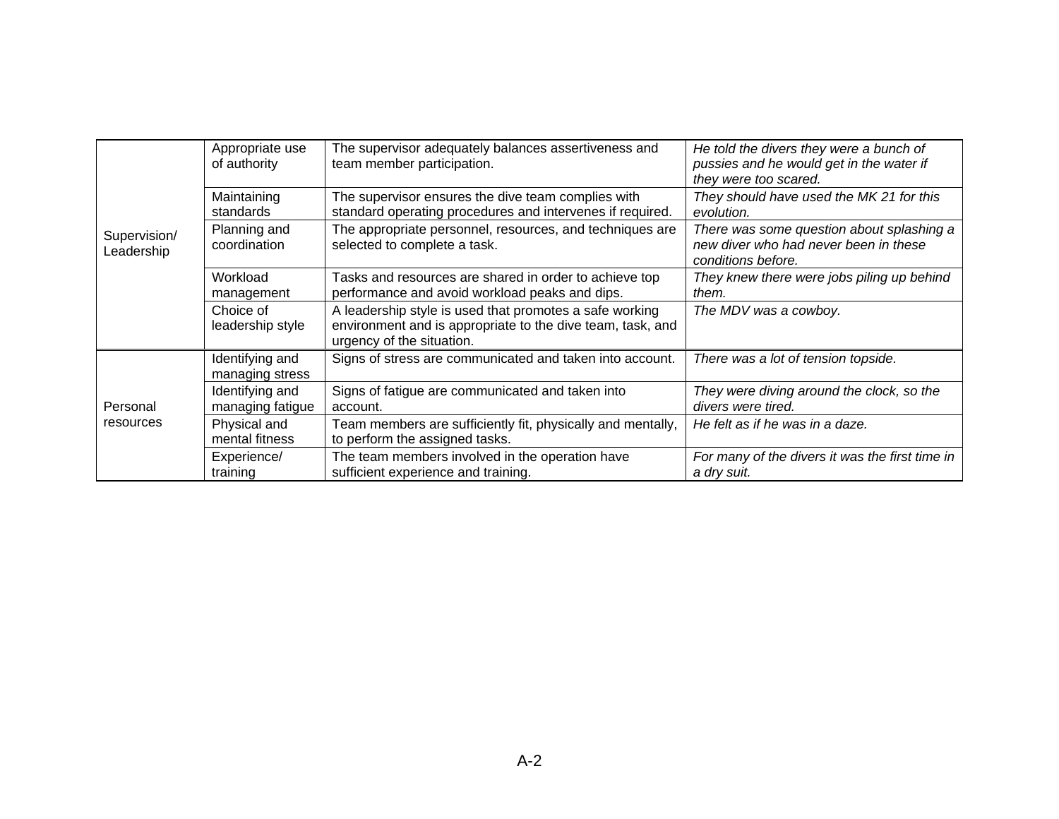| | | | |
|---|---|---|---|
| Supervision/ Leadership | Appropriate use of authority | The supervisor adequately balances assertiveness and team member participation. | *He told the divers they were a bunch of pussies and he would get in the water if they were too scared.* |
| | Maintaining standards | The supervisor ensures the dive team complies with standard operating procedures and intervenes if required. | *They should have used the MK 21 for this evolution.* |
| | Planning and coordination | The appropriate personnel, resources, and techniques are selected to complete a task. | *There was some question about splashing a new diver who had never been in these conditions before.* |
| | Workload management | Tasks and resources are shared in order to achieve top performance and avoid workload peaks and dips. | *They knew there were jobs piling up behind them.* |
| | Choice of leadership style | A leadership style is used that promotes a safe working environment and is appropriate to the dive team, task, and urgency of the situation. | *The MDV was a cowboy.* |
| Personal resources | Identifying and managing stress | Signs of stress are communicated and taken into account. | *There was a lot of tension topside.* |
| | Identifying and managing fatigue | Signs of fatigue are communicated and taken into account. | *They were diving around the clock, so the divers were tired.* |
| | Physical and mental fitness | Team members are sufficiently fit, physically and mentally, to perform the assigned tasks. | *He felt as if he was in a daze.* |
| | Experience/ training | The team members involved in the operation have sufficient experience and training. | *For many of the divers it was the first time in a dry suit.* |